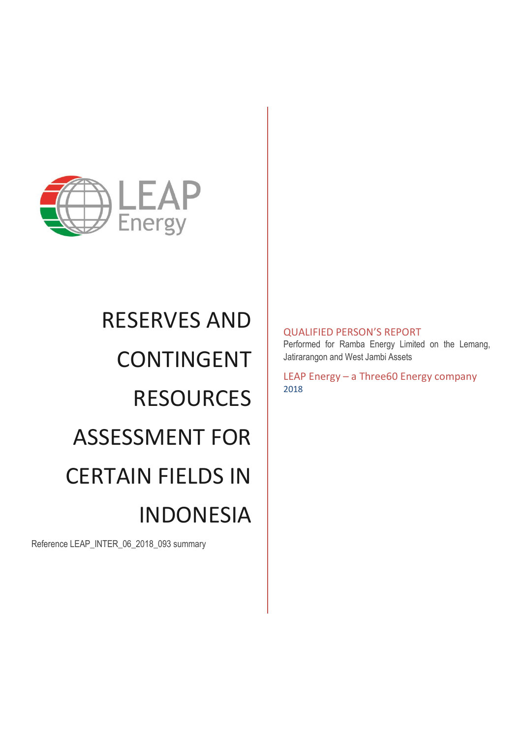LEAP Energy

# RESERVES AND CONTINGENT RESOURCES ASSESSMENT FOR CERTAIN FIELDS IN INDONESIA

Reference LEAP_INTER_06_2018_093 summary

QUALIFIED PERSON'S REPORT

Performed for Ramba Energy Limited on the Lemang, Jatirarangon and West Jambi Assets

LEAP Energy – a Three60 Energy company

2018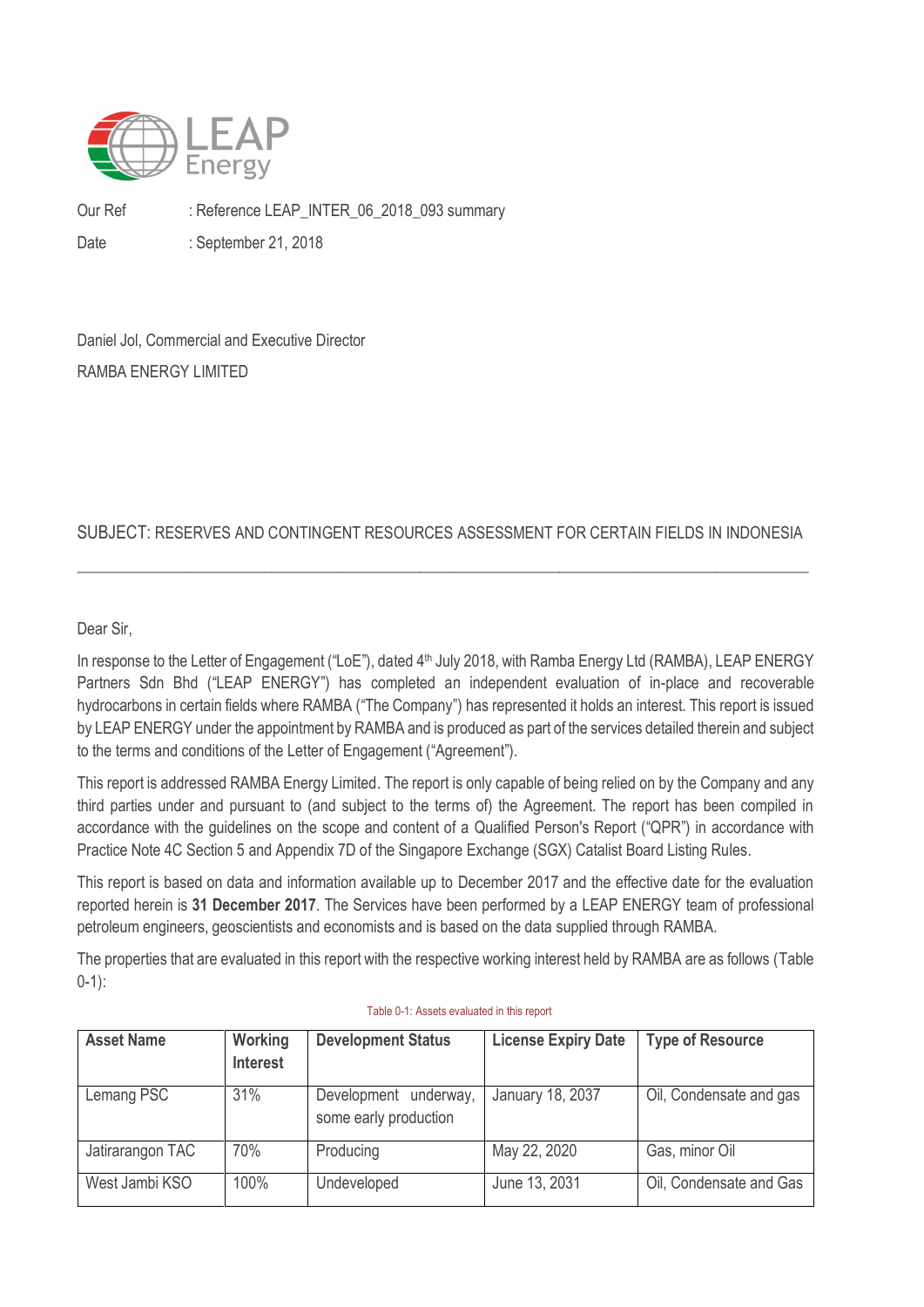Our Ref : Reference LEAP_INTER_06_2018_093 summary

Date : September 21, 2018

Daniel Jol, Commercial and Executive Director

RAMBA ENERGY LIMITED

SUBJECT: RESERVES AND CONTINGENT RESOURCES ASSESSMENT FOR CERTAIN FIELDS IN INDONESIA

---

Dear Sir,

In response to the Letter of Engagement ("LoE"), dated 4th July 2018, with Ramba Energy Ltd (RAMBA), LEAP ENERGY Partners Sdn Bhd ("LEAP ENERGY") has completed an independent evaluation of in-place and recoverable hydrocarbons in certain fields where RAMBA ("The Company") has represented it holds an interest. This report is issued by LEAP ENERGY under the appointment by RAMBA and is produced as part of the services detailed therein and subject to the terms and conditions of the Letter of Engagement ("Agreement").

This report is addressed RAMBA Energy Limited. The report is only capable of being relied on by the Company and any third parties under and pursuant to (and subject to the terms of) the Agreement. The report has been compiled in accordance with the guidelines on the scope and content of a Qualified Person's Report ("QPR") in accordance with Practice Note 4C Section 5 and Appendix 7D of the Singapore Exchange (SGX) Catalist Board Listing Rules.

This report is based on data and information available up to December 2017 and the effective date for the evaluation reported herein is **31 December 2017**. The Services have been performed by a LEAP ENERGY team of professional petroleum engineers, geoscientists and economists and is based on the data supplied through RAMBA.

The properties that are evaluated in this report with the respective working interest held by RAMBA are as follows (Table 0-1):

Table 0-1: Assets evaluated in this report

| Asset Name | Working Interest | Development Status | License Expiry Date | Type of Resource |
|---|---|---|---|---|
| Lemang PSC | 31% | Development underway, some early production | January 18, 2037 | Oil, Condensate and gas |
| Jatirarangon TAC | 70% | Producing | May 22, 2020 | Gas, minor Oil |
| West Jambi KSO | 100% | Undeveloped | June 13, 2031 | Oil, Condensate and Gas |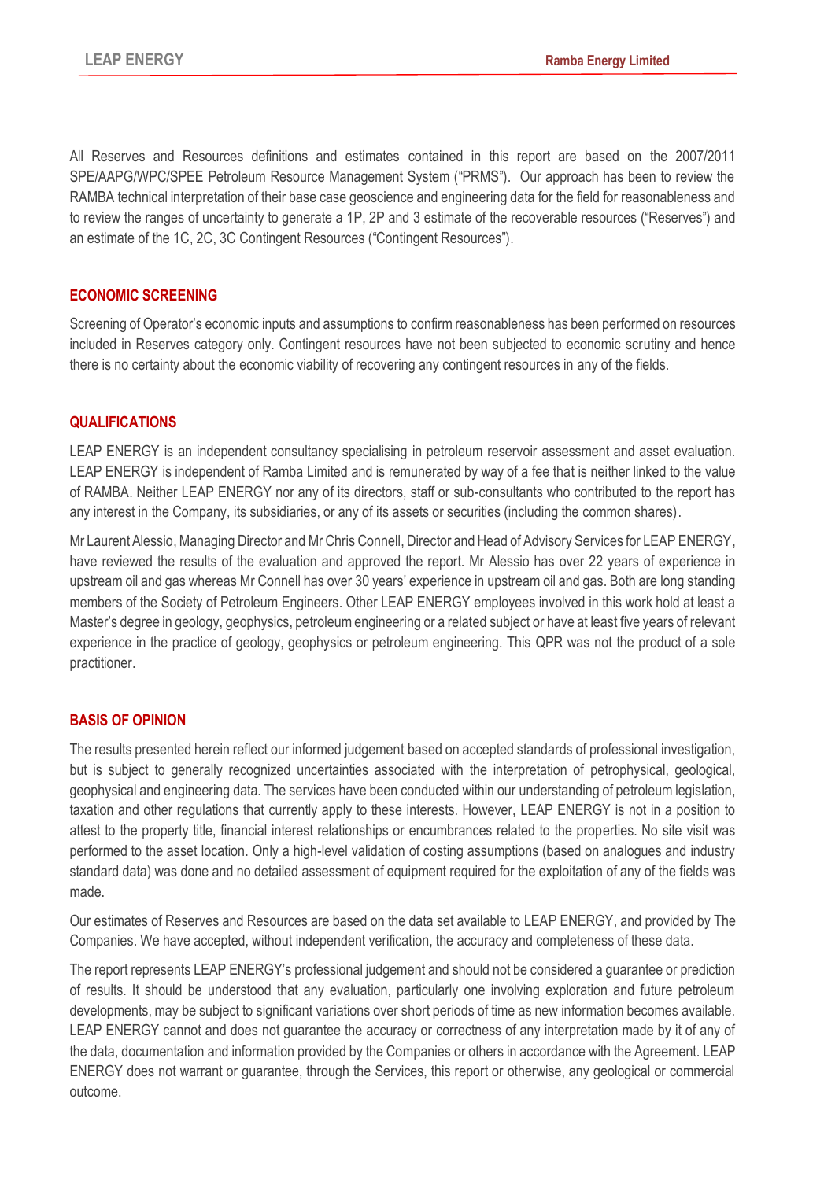All Reserves and Resources definitions and estimates contained in this report are based on the 2007/2011 SPE/AAPG/WPC/SPEE Petroleum Resource Management System ("PRMS"). Our approach has been to review the RAMBA technical interpretation of their base case geoscience and engineering data for the field for reasonableness and to review the ranges of uncertainty to generate a 1P, 2P and 3 estimate of the recoverable resources ("Reserves") and an estimate of the 1C, 2C, 3C Contingent Resources ("Contingent Resources").

## ECONOMIC SCREENING

Screening of Operator's economic inputs and assumptions to confirm reasonableness has been performed on resources included in Reserves category only. Contingent resources have not been subjected to economic scrutiny and hence there is no certainty about the economic viability of recovering any contingent resources in any of the fields.

## QUALIFICATIONS

LEAP ENERGY is an independent consultancy specialising in petroleum reservoir assessment and asset evaluation. LEAP ENERGY is independent of Ramba Limited and is remunerated by way of a fee that is neither linked to the value of RAMBA. Neither LEAP ENERGY nor any of its directors, staff or sub-consultants who contributed to the report has any interest in the Company, its subsidiaries, or any of its assets or securities (including the common shares).

Mr Laurent Alessio, Managing Director and Mr Chris Connell, Director and Head of Advisory Services for LEAP ENERGY, have reviewed the results of the evaluation and approved the report. Mr Alessio has over 22 years of experience in upstream oil and gas whereas Mr Connell has over 30 years' experience in upstream oil and gas. Both are long standing members of the Society of Petroleum Engineers. Other LEAP ENERGY employees involved in this work hold at least a Master's degree in geology, geophysics, petroleum engineering or a related subject or have at least five years of relevant experience in the practice of geology, geophysics or petroleum engineering. This QPR was not the product of a sole practitioner.

## BASIS OF OPINION

The results presented herein reflect our informed judgement based on accepted standards of professional investigation, but is subject to generally recognized uncertainties associated with the interpretation of petrophysical, geological, geophysical and engineering data. The services have been conducted within our understanding of petroleum legislation, taxation and other regulations that currently apply to these interests. However, LEAP ENERGY is not in a position to attest to the property title, financial interest relationships or encumbrances related to the properties. No site visit was performed to the asset location. Only a high-level validation of costing assumptions (based on analogues and industry standard data) was done and no detailed assessment of equipment required for the exploitation of any of the fields was made.

Our estimates of Reserves and Resources are based on the data set available to LEAP ENERGY, and provided by The Companies. We have accepted, without independent verification, the accuracy and completeness of these data.

The report represents LEAP ENERGY's professional judgement and should not be considered a guarantee or prediction of results. It should be understood that any evaluation, particularly one involving exploration and future petroleum developments, may be subject to significant variations over short periods of time as new information becomes available. LEAP ENERGY cannot and does not guarantee the accuracy or correctness of any interpretation made by it of any of the data, documentation and information provided by the Companies or others in accordance with the Agreement. LEAP ENERGY does not warrant or guarantee, through the Services, this report or otherwise, any geological or commercial outcome.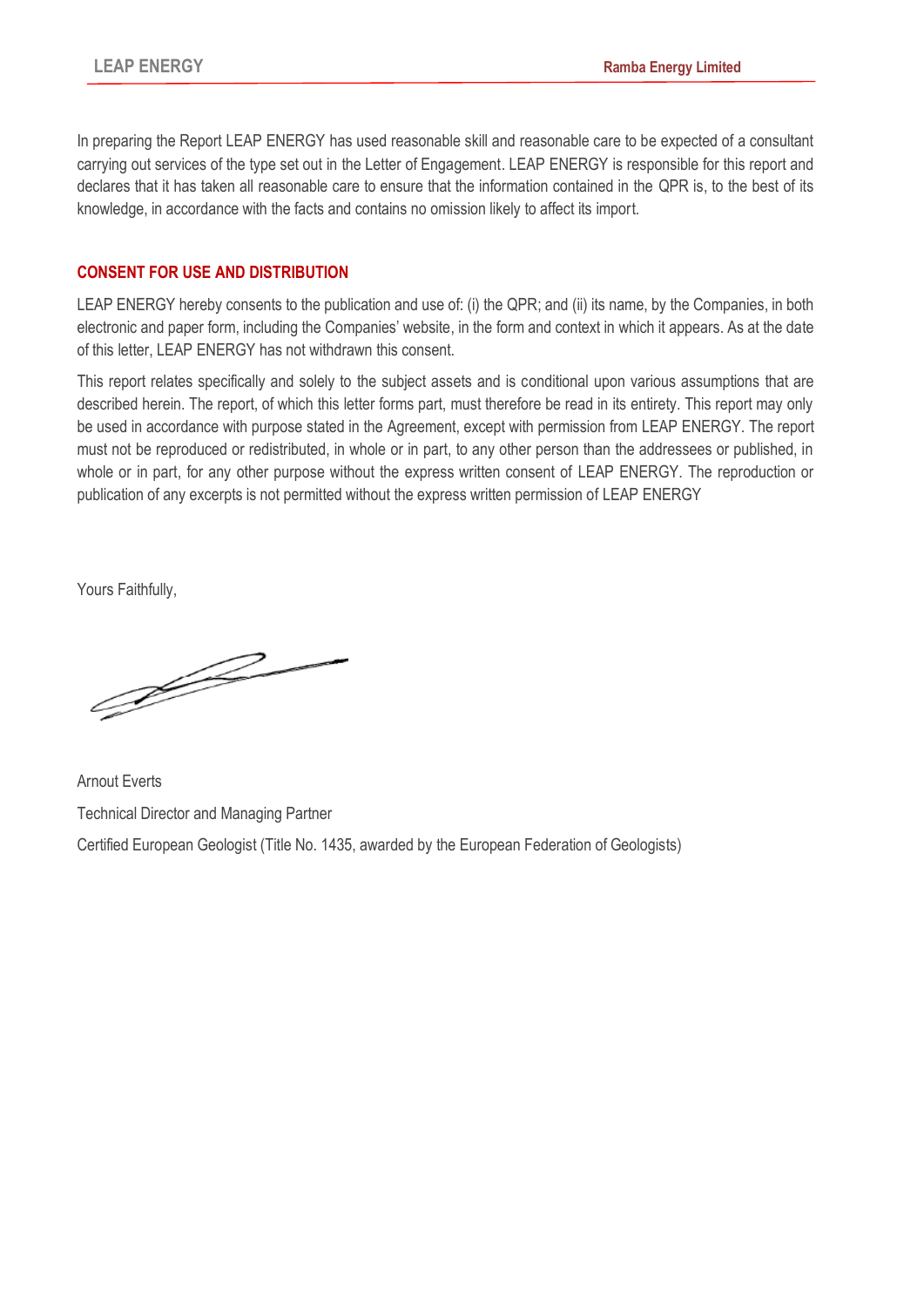In preparing the Report LEAP ENERGY has used reasonable skill and reasonable care to be expected of a consultant carrying out services of the type set out in the Letter of Engagement. LEAP ENERGY is responsible for this report and declares that it has taken all reasonable care to ensure that the information contained in the QPR is, to the best of its knowledge, in accordance with the facts and contains no omission likely to affect its import.

## CONSENT FOR USE AND DISTRIBUTION

LEAP ENERGY hereby consents to the publication and use of: (i) the QPR; and (ii) its name, by the Companies, in both electronic and paper form, including the Companies' website, in the form and context in which it appears. As at the date of this letter, LEAP ENERGY has not withdrawn this consent.

This report relates specifically and solely to the subject assets and is conditional upon various assumptions that are described herein. The report, of which this letter forms part, must therefore be read in its entirety. This report may only be used in accordance with purpose stated in the Agreement, except with permission from LEAP ENERGY. The report must not be reproduced or redistributed, in whole or in part, to any other person than the addressees or published, in whole or in part, for any other purpose without the express written consent of LEAP ENERGY. The reproduction or publication of any excerpts is not permitted without the express written permission of LEAP ENERGY

Yours Faithfully,

Arnout Everts

Technical Director and Managing Partner

Certified European Geologist (Title No. 1435, awarded by the European Federation of Geologists)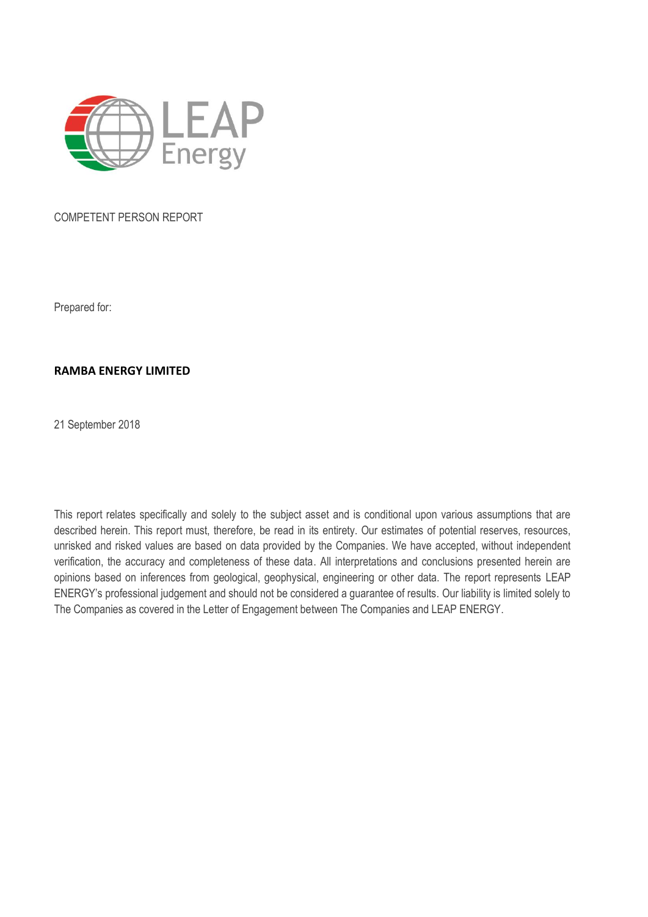COMPETENT PERSON REPORT

Prepared for:

**RAMBA ENERGY LIMITED**

21 September 2018

This report relates specifically and solely to the subject asset and is conditional upon various assumptions that are described herein. This report must, therefore, be read in its entirety. Our estimates of potential reserves, resources, unrisked and risked values are based on data provided by the Companies. We have accepted, without independent verification, the accuracy and completeness of these data. All interpretations and conclusions presented herein are opinions based on inferences from geological, geophysical, engineering or other data. The report represents LEAP ENERGY's professional judgement and should not be considered a guarantee of results. Our liability is limited solely to The Companies as covered in the Letter of Engagement between The Companies and LEAP ENERGY.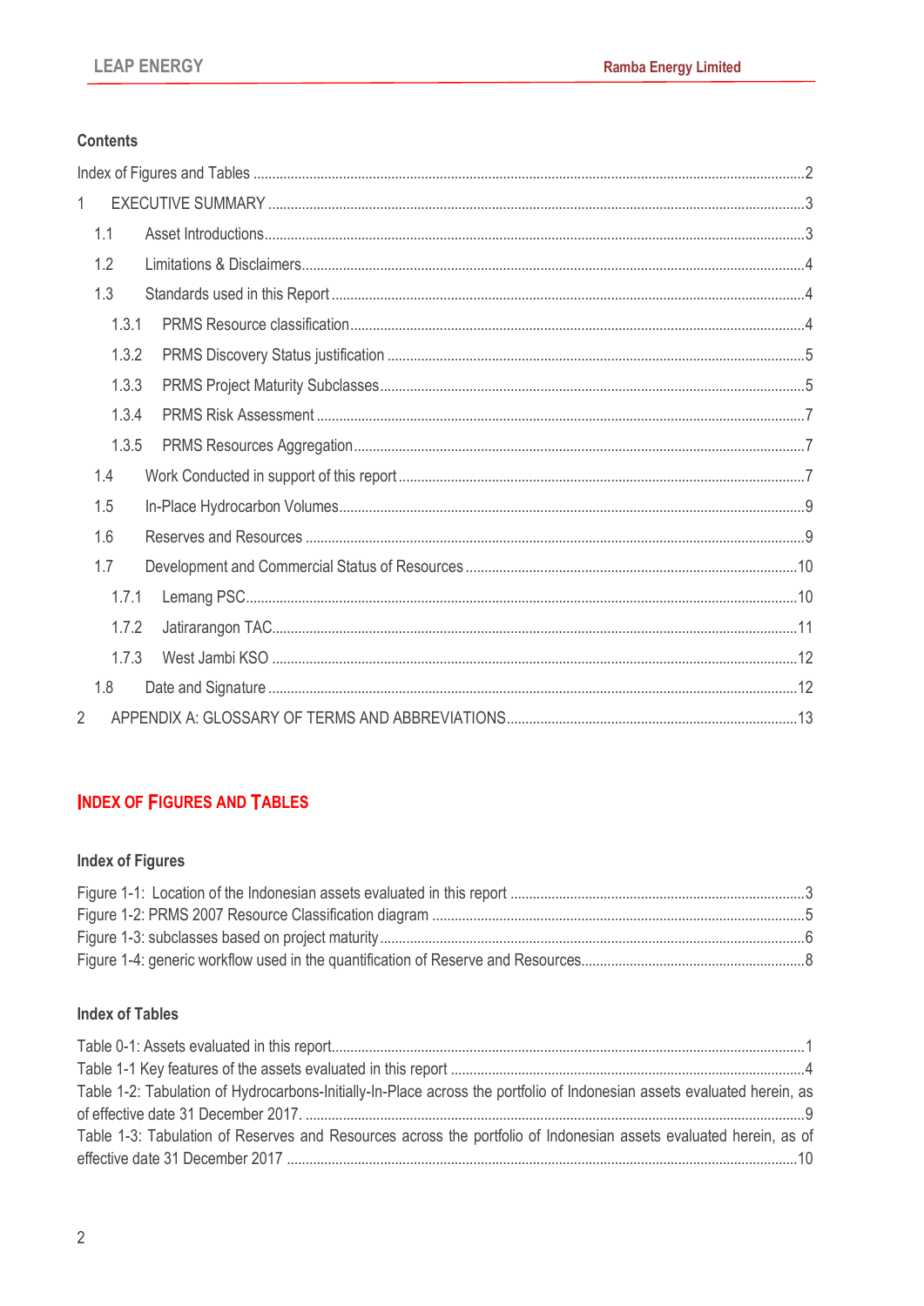**Contents**

Index of Figures and Tables ....................................................................................................................2

1 EXECUTIVE SUMMARY ....................................................................................................................3

1.1 Asset Introductions ....................................................................................................................3

1.2 Limitations & Disclaimers ...........................................................................................................4

1.3 Standards used in this Report .....................................................................................................4

1.3.1 PRMS Resource classification ................................................................................................4

1.3.2 PRMS Discovery Status justification .......................................................................................5

1.3.3 PRMS Project Maturity Subclasses .........................................................................................5

1.3.4 PRMS Risk Assessment .........................................................................................................7

1.3.5 PRMS Resources Aggregation ................................................................................................7

1.4 Work Conducted in support of this report ...................................................................................7

1.5 In-Place Hydrocarbon Volumes ..................................................................................................9

1.6 Reserves and Resources ...........................................................................................................9

1.7 Development and Commercial Status of Resources ..................................................................10

1.7.1 Lemang PSC .......................................................................................................................10

1.7.2 Jatirarangon TAC .................................................................................................................11

1.7.3 West Jambi KSO ..................................................................................................................12

1.8 Date and Signature ..................................................................................................................12

2 APPENDIX A: GLOSSARY OF TERMS AND ABBREVIATIONS .......................................................13

## INDEX OF FIGURES AND TABLES

**Index of Figures**

Figure 1-1: Location of the Indonesian assets evaluated in this report ....................................................3
Figure 1-2: PRMS 2007 Resource Classification diagram ......................................................................5
Figure 1-3: subclasses based on project maturity ..................................................................................6
Figure 1-4: generic workflow used in the quantification of Reserve and Resources .................................8

**Index of Tables**

Table 0-1: Assets evaluated in this report ..............................................................................................1
Table 1-1 Key features of the assets evaluated in this report ..................................................................4
Table 1-2: Tabulation of Hydrocarbons-Initially-In-Place across the portfolio of Indonesian assets evaluated herein, as of effective date 31 December 2017. .......................................................................................9
Table 1-3: Tabulation of Reserves and Resources across the portfolio of Indonesian assets evaluated herein, as of effective date 31 December 2017 .........................................................................................10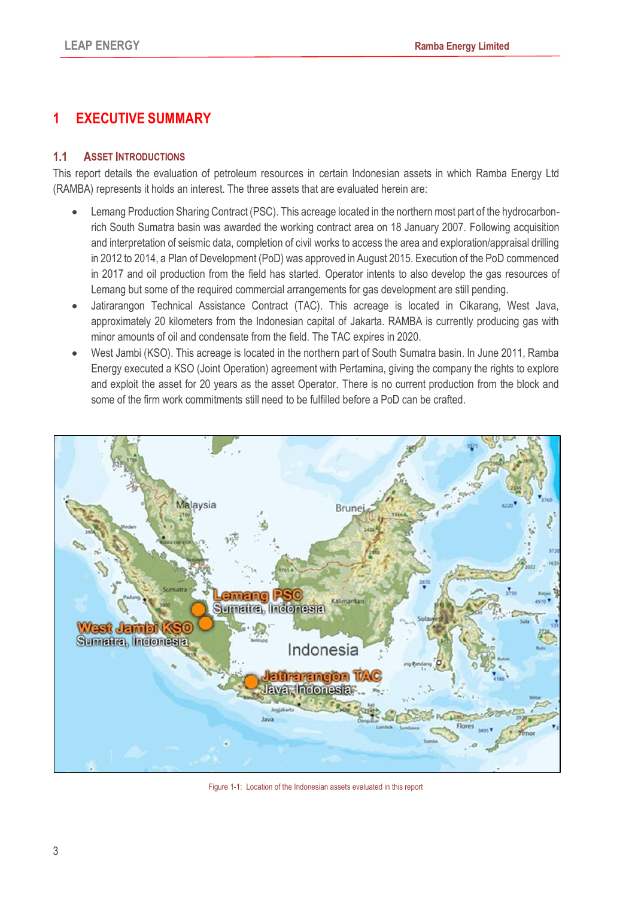# 1 EXECUTIVE SUMMARY

## 1.1 ASSET INTRODUCTIONS

This report details the evaluation of petroleum resources in certain Indonesian assets in which Ramba Energy Ltd (RAMBA) represents it holds an interest. The three assets that are evaluated herein are:

- Lemang Production Sharing Contract (PSC). This acreage located in the northern most part of the hydrocarbon-rich South Sumatra basin was awarded the working contract area on 18 January 2007. Following acquisition and interpretation of seismic data, completion of civil works to access the area and exploration/appraisal drilling in 2012 to 2014, a Plan of Development (PoD) was approved in August 2015. Execution of the PoD commenced in 2017 and oil production from the field has started. Operator intents to also develop the gas resources of Lemang but some of the required commercial arrangements for gas development are still pending.
- Jatirarangon Technical Assistance Contract (TAC). This acreage is located in Cikarang, West Java, approximately 20 kilometers from the Indonesian capital of Jakarta. RAMBA is currently producing gas with minor amounts of oil and condensate from the field. The TAC expires in 2020.
- West Jambi (KSO). This acreage is located in the northern part of South Sumatra basin. In June 2011, Ramba Energy executed a KSO (Joint Operation) agreement with Pertamina, giving the company the rights to explore and exploit the asset for 20 years as the asset Operator. There is no current production from the block and some of the firm work commitments still need to be fulfilled before a PoD can be crafted.

Figure 1-1: Location of the Indonesian assets evaluated in this report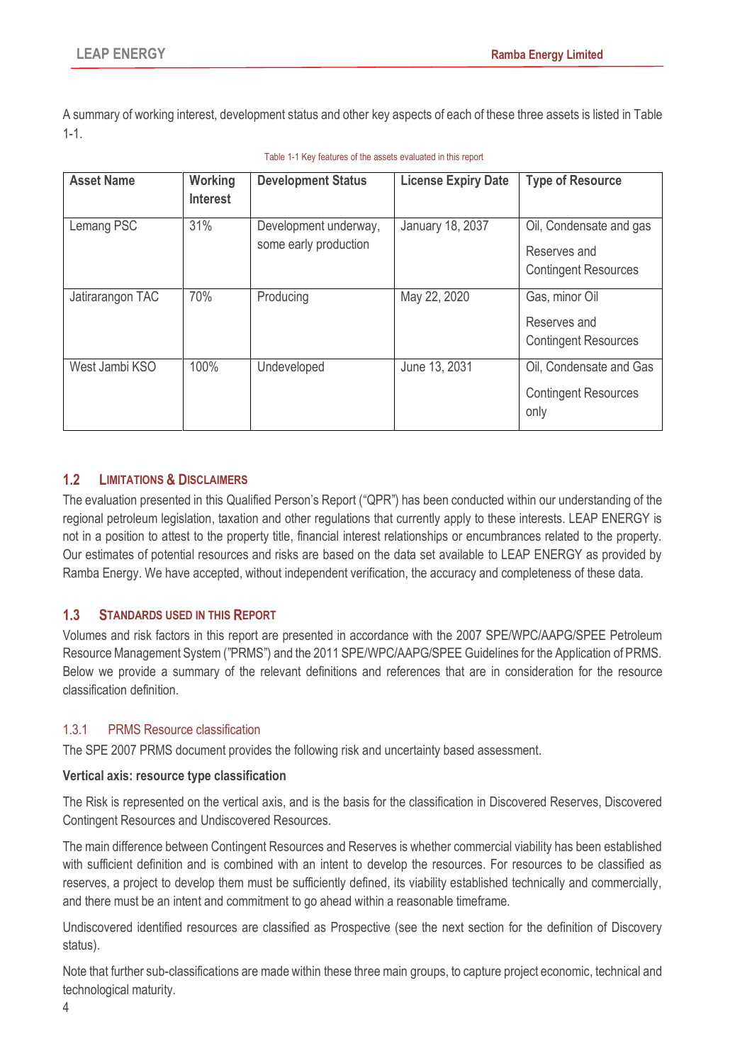A summary of working interest, development status and other key aspects of each of these three assets is listed in Table 1-1.

Table 1-1 Key features of the assets evaluated in this report

| Asset Name | Working Interest | Development Status | License Expiry Date | Type of Resource |
|---|---|---|---|---|
| Lemang PSC | 31% | Development underway, some early production | January 18, 2037 | Oil, Condensate and gas<br>Reserves and Contingent Resources |
| Jatirarangon TAC | 70% | Producing | May 22, 2020 | Gas, minor Oil<br>Reserves and Contingent Resources |
| West Jambi KSO | 100% | Undeveloped | June 13, 2031 | Oil, Condensate and Gas<br>Contingent Resources only |

## 1.2 LIMITATIONS & DISCLAIMERS

The evaluation presented in this Qualified Person's Report ("QPR") has been conducted within our understanding of the regional petroleum legislation, taxation and other regulations that currently apply to these interests. LEAP ENERGY is not in a position to attest to the property title, financial interest relationships or encumbrances related to the property. Our estimates of potential resources and risks are based on the data set available to LEAP ENERGY as provided by Ramba Energy. We have accepted, without independent verification, the accuracy and completeness of these data.

## 1.3 STANDARDS USED IN THIS REPORT

Volumes and risk factors in this report are presented in accordance with the 2007 SPE/WPC/AAPG/SPEE Petroleum Resource Management System ("PRMS") and the 2011 SPE/WPC/AAPG/SPEE Guidelines for the Application of PRMS. Below we provide a summary of the relevant definitions and references that are in consideration for the resource classification definition.

### 1.3.1 PRMS Resource classification

The SPE 2007 PRMS document provides the following risk and uncertainty based assessment.

**Vertical axis: resource type classification**

The Risk is represented on the vertical axis, and is the basis for the classification in Discovered Reserves, Discovered Contingent Resources and Undiscovered Resources.

The main difference between Contingent Resources and Reserves is whether commercial viability has been established with sufficient definition and is combined with an intent to develop the resources. For resources to be classified as reserves, a project to develop them must be sufficiently defined, its viability established technically and commercially, and there must be an intent and commitment to go ahead within a reasonable timeframe.

Undiscovered identified resources are classified as Prospective (see the next section for the definition of Discovery status).

Note that further sub-classifications are made within these three main groups, to capture project economic, technical and technological maturity.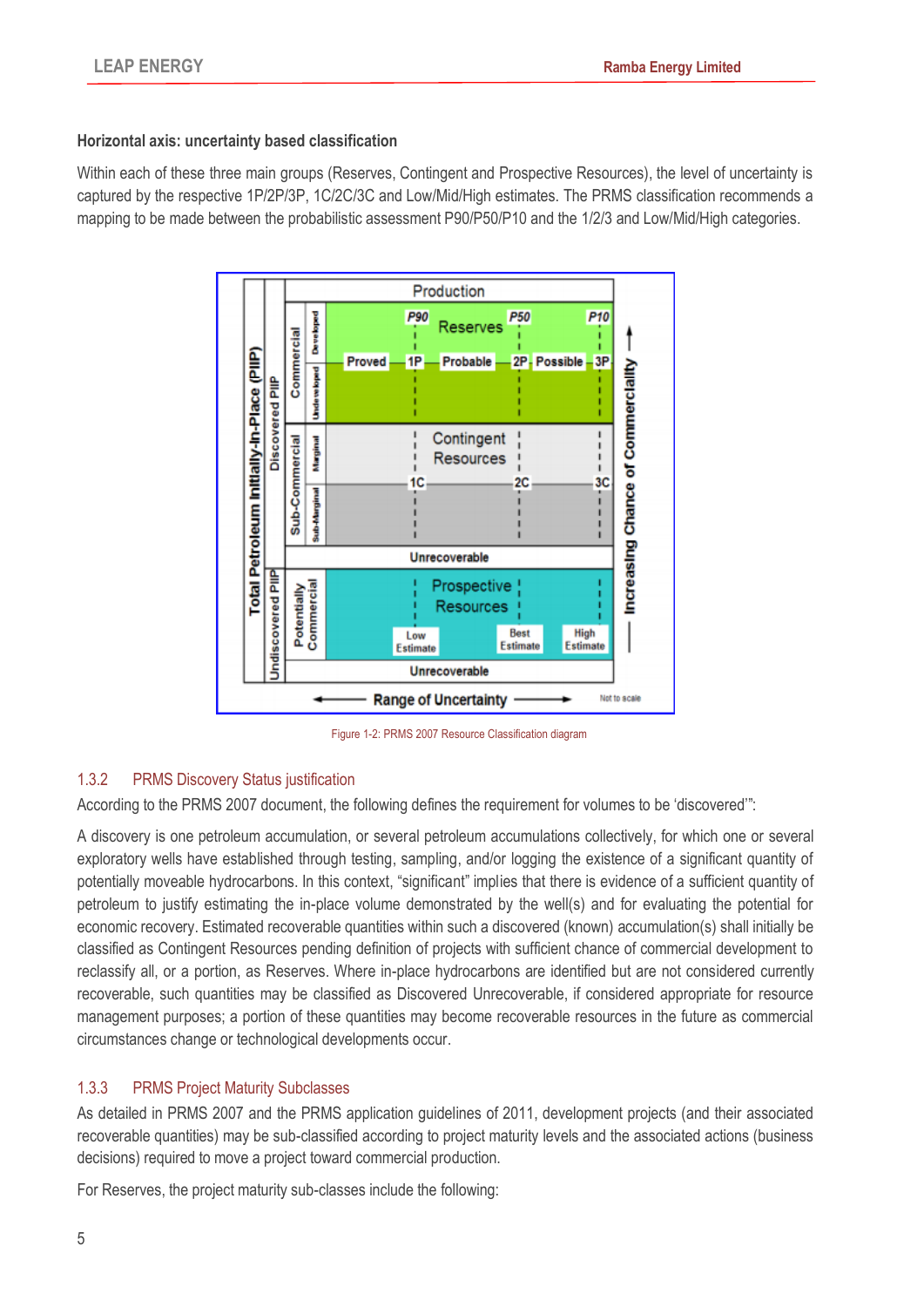**Horizontal axis: uncertainty based classification**

Within each of these three main groups (Reserves, Contingent and Prospective Resources), the level of uncertainty is captured by the respective 1P/2P/3P, 1C/2C/3C and Low/Mid/High estimates. The PRMS classification recommends a mapping to be made between the probabilistic assessment P90/P50/P10 and the 1/2/3 and Low/Mid/High categories.

Figure 1-2: PRMS 2007 Resource Classification diagram

## 1.3.2 PRMS Discovery Status justification

According to the PRMS 2007 document, the following defines the requirement for volumes to be 'discovered'":

A discovery is one petroleum accumulation, or several petroleum accumulations collectively, for which one or several exploratory wells have established through testing, sampling, and/or logging the existence of a significant quantity of potentially moveable hydrocarbons. In this context, "significant" implies that there is evidence of a sufficient quantity of petroleum to justify estimating the in-place volume demonstrated by the well(s) and for evaluating the potential for economic recovery. Estimated recoverable quantities within such a discovered (known) accumulation(s) shall initially be classified as Contingent Resources pending definition of projects with sufficient chance of commercial development to reclassify all, or a portion, as Reserves. Where in-place hydrocarbons are identified but are not considered currently recoverable, such quantities may be classified as Discovered Unrecoverable, if considered appropriate for resource management purposes; a portion of these quantities may become recoverable resources in the future as commercial circumstances change or technological developments occur.

## 1.3.3 PRMS Project Maturity Subclasses

As detailed in PRMS 2007 and the PRMS application guidelines of 2011, development projects (and their associated recoverable quantities) may be sub-classified according to project maturity levels and the associated actions (business decisions) required to move a project toward commercial production.

For Reserves, the project maturity sub-classes include the following: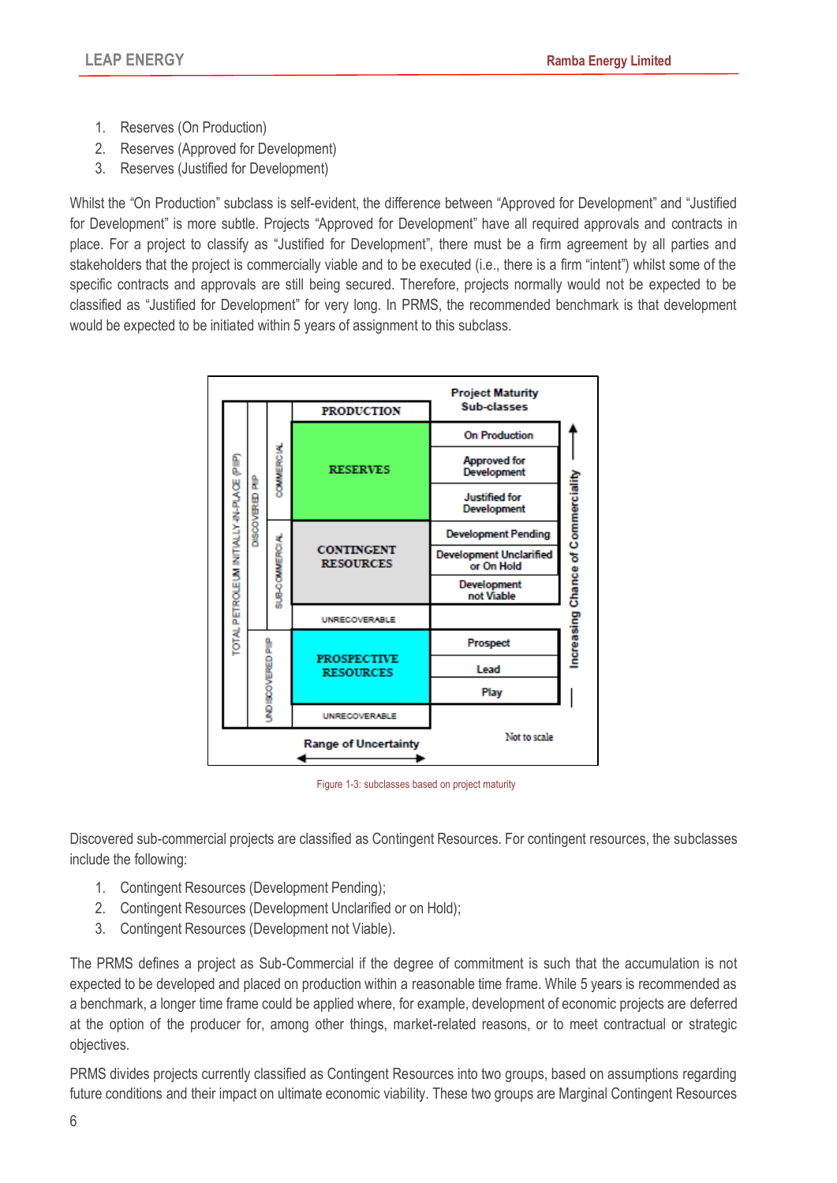1. Reserves (On Production)
2. Reserves (Approved for Development)
3. Reserves (Justified for Development)

Whilst the "On Production" subclass is self-evident, the difference between "Approved for Development" and "Justified for Development" is more subtle. Projects "Approved for Development" have all required approvals and contracts in place. For a project to classify as "Justified for Development", there must be a firm agreement by all parties and stakeholders that the project is commercially viable and to be executed (i.e., there is a firm "intent") whilst some of the specific contracts and approvals are still being secured. Therefore, projects normally would not be expected to be classified as "Justified for Development" for very long. In PRMS, the recommended benchmark is that development would be expected to be initiated within 5 years of assignment to this subclass.

| TOTAL PETROLEUM INITIALLY-IN-PLACE (PIIP) | | | PRODUCTION | Project Maturity Sub-classes |
|---|---|---|---|---|
| | DISCOVERED PIIP | COMMERCIAL | RESERVES | On Production |
| | | | | Approved for Development |
| | | | | Justified for Development |
| | | SUB-COMMERCIAL | CONTINGENT RESOURCES | Development Pending |
| | | | | Development Unclarified or On Hold |
| | | | | Development not Viable |
| | | | UNRECOVERABLE | |
| | UNDISCOVERED PIIP | | PROSPECTIVE RESOURCES | Prospect |
| | | | | Lead |
| | | | | Play |
| | | | UNRECOVERABLE | |

Range of Uncertainty

Increasing Chance of Commerciality

Not to scale

Figure 1-3: subclasses based on project maturity

Discovered sub-commercial projects are classified as Contingent Resources. For contingent resources, the subclasses include the following:

1. Contingent Resources (Development Pending);
2. Contingent Resources (Development Unclarified or on Hold);
3. Contingent Resources (Development not Viable).

The PRMS defines a project as Sub-Commercial if the degree of commitment is such that the accumulation is not expected to be developed and placed on production within a reasonable time frame. While 5 years is recommended as a benchmark, a longer time frame could be applied where, for example, development of economic projects are deferred at the option of the producer for, among other things, market-related reasons, or to meet contractual or strategic objectives.

PRMS divides projects currently classified as Contingent Resources into two groups, based on assumptions regarding future conditions and their impact on ultimate economic viability. These two groups are Marginal Contingent Resources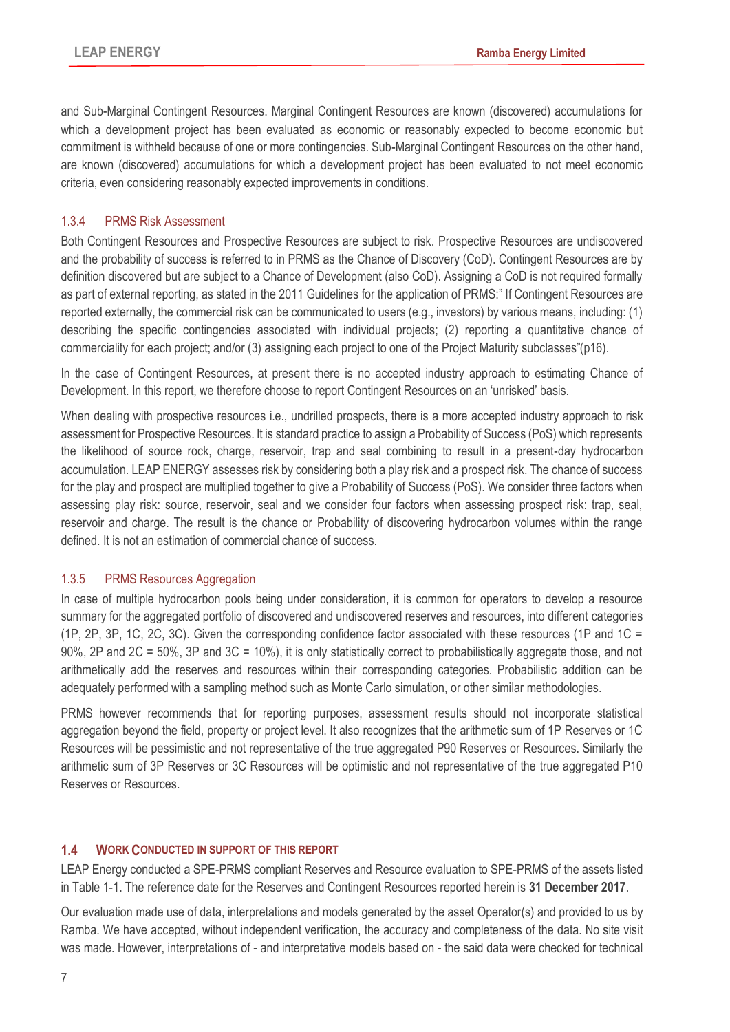and Sub-Marginal Contingent Resources. Marginal Contingent Resources are known (discovered) accumulations for which a development project has been evaluated as economic or reasonably expected to become economic but commitment is withheld because of one or more contingencies. Sub-Marginal Contingent Resources on the other hand, are known (discovered) accumulations for which a development project has been evaluated to not meet economic criteria, even considering reasonably expected improvements in conditions.

### 1.3.4 PRMS Risk Assessment

Both Contingent Resources and Prospective Resources are subject to risk. Prospective Resources are undiscovered and the probability of success is referred to in PRMS as the Chance of Discovery (CoD). Contingent Resources are by definition discovered but are subject to a Chance of Development (also CoD). Assigning a CoD is not required formally as part of external reporting, as stated in the 2011 Guidelines for the application of PRMS:" If Contingent Resources are reported externally, the commercial risk can be communicated to users (e.g., investors) by various means, including: (1) describing the specific contingencies associated with individual projects; (2) reporting a quantitative chance of commerciality for each project; and/or (3) assigning each project to one of the Project Maturity subclasses"(p16).

In the case of Contingent Resources, at present there is no accepted industry approach to estimating Chance of Development. In this report, we therefore choose to report Contingent Resources on an 'unrisked' basis.

When dealing with prospective resources i.e., undrilled prospects, there is a more accepted industry approach to risk assessment for Prospective Resources. It is standard practice to assign a Probability of Success (PoS) which represents the likelihood of source rock, charge, reservoir, trap and seal combining to result in a present-day hydrocarbon accumulation. LEAP ENERGY assesses risk by considering both a play risk and a prospect risk. The chance of success for the play and prospect are multiplied together to give a Probability of Success (PoS). We consider three factors when assessing play risk: source, reservoir, seal and we consider four factors when assessing prospect risk: trap, seal, reservoir and charge. The result is the chance or Probability of discovering hydrocarbon volumes within the range defined. It is not an estimation of commercial chance of success.

### 1.3.5 PRMS Resources Aggregation

In case of multiple hydrocarbon pools being under consideration, it is common for operators to develop a resource summary for the aggregated portfolio of discovered and undiscovered reserves and resources, into different categories (1P, 2P, 3P, 1C, 2C, 3C). Given the corresponding confidence factor associated with these resources (1P and 1C = 90%, 2P and 2C = 50%, 3P and 3C = 10%), it is only statistically correct to probabilistically aggregate those, and not arithmetically add the reserves and resources within their corresponding categories. Probabilistic addition can be adequately performed with a sampling method such as Monte Carlo simulation, or other similar methodologies.

PRMS however recommends that for reporting purposes, assessment results should not incorporate statistical aggregation beyond the field, property or project level. It also recognizes that the arithmetic sum of 1P Reserves or 1C Resources will be pessimistic and not representative of the true aggregated P90 Reserves or Resources. Similarly the arithmetic sum of 3P Reserves or 3C Resources will be optimistic and not representative of the true aggregated P10 Reserves or Resources.

## 1.4 WORK CONDUCTED IN SUPPORT OF THIS REPORT

LEAP Energy conducted a SPE-PRMS compliant Reserves and Resource evaluation to SPE-PRMS of the assets listed in Table 1-1. The reference date for the Reserves and Contingent Resources reported herein is **31 December 2017**.

Our evaluation made use of data, interpretations and models generated by the asset Operator(s) and provided to us by Ramba. We have accepted, without independent verification, the accuracy and completeness of the data. No site visit was made. However, interpretations of - and interpretative models based on - the said data were checked for technical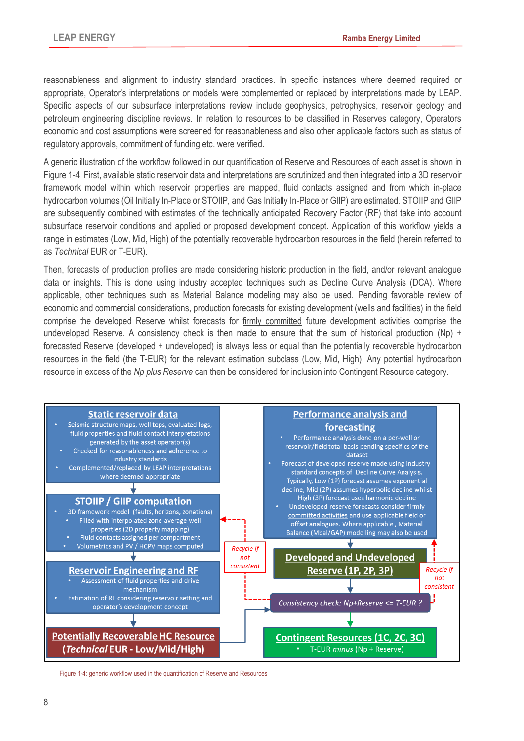reasonableness and alignment to industry standard practices. In specific instances where deemed required or appropriate, Operator's interpretations or models were complemented or replaced by interpretations made by LEAP. Specific aspects of our subsurface interpretations review include geophysics, petrophysics, reservoir geology and petroleum engineering discipline reviews. In relation to resources to be classified in Reserves category, Operators economic and cost assumptions were screened for reasonableness and also other applicable factors such as status of regulatory approvals, commitment of funding etc. were verified.

A generic illustration of the workflow followed in our quantification of Reserve and Resources of each asset is shown in Figure 1-4. First, available static reservoir data and interpretations are scrutinized and then integrated into a 3D reservoir framework model within which reservoir properties are mapped, fluid contacts assigned and from which in-place hydrocarbon volumes (Oil Initially In-Place or STOIIP, and Gas Initially In-Place or GIIP) are estimated. STOIIP and GIIP are subsequently combined with estimates of the technically anticipated Recovery Factor (RF) that take into account subsurface reservoir conditions and applied or proposed development concept. Application of this workflow yields a range in estimates (Low, Mid, High) of the potentially recoverable hydrocarbon resources in the field (herein referred to as *Technical* EUR or T-EUR).

Then, forecasts of production profiles are made considering historic production in the field, and/or relevant analogue data or insights. This is done using industry accepted techniques such as Decline Curve Analysis (DCA). Where applicable, other techniques such as Material Balance modeling may also be used. Pending favorable review of economic and commercial considerations, production forecasts for existing development (wells and facilities) in the field comprise the developed Reserve whilst forecasts for firmly committed future development activities comprise the undeveloped Reserve. A consistency check is then made to ensure that the sum of historical production (Np) + forecasted Reserve (developed + undeveloped) is always less or equal than the potentially recoverable hydrocarbon resources in the field (the T-EUR) for the relevant estimation subclass (Low, Mid, High). Any potential hydrocarbon resource in excess of the *Np plus Reserve* can then be considered for inclusion into Contingent Resource category.

**Static reservoir data**
- Seismic structure maps, well tops, evaluated logs, fluid properties and fluid contact interpretations generated by the asset operator(s)
- Checked for reasonableness and adherence to industry standards
- Complemented/replaced by LEAP interpretations where deemed appropriate

**STOIIP / GIIP computation**
- 3D framework model (faults, horizons, zonations)
- Filled with interpolated zone-average well properties (2D property mapping)
- Fluid contacts assigned per compartment
- Volumetrics and PV / HCPV maps computed

**Reservoir Engineering and RF**
- Assessment of fluid properties and drive mechanism
- Estimation of RF considering reservoir setting and operator's development concept

**Potentially Recoverable HC Resource (*Technical* EUR - Low/Mid/High)**

**Performance analysis and forecasting**
- Performance analysis done on a per-well or reservoir/field total basis pending specifics of the dataset
- Forecast of developed reserve made using industry-standard concepts of Decline Curve Analysis. Typically, Low (1P) forecast assumes exponential decline, Mid (2P) assumes hyperbolic decline whilst High (3P) forecast uses harmonic decline
- Undeveloped reserve forecasts consider firmly committed activities and use applicable field or offset analogues. Where applicable, Material Balance (Mbal/GAP) modelling may also be used

**Developed and Undeveloped Reserve (1P, 2P, 3P)**

*Consistency check: Np+Reserve <= T-EUR ?*

*Recycle if not consistent*

**Contingent Resources (1C, 2C, 3C)**
- T-EUR *minus* (Np + Reserve)

Figure 1-4: generic workflow used in the quantification of Reserve and Resources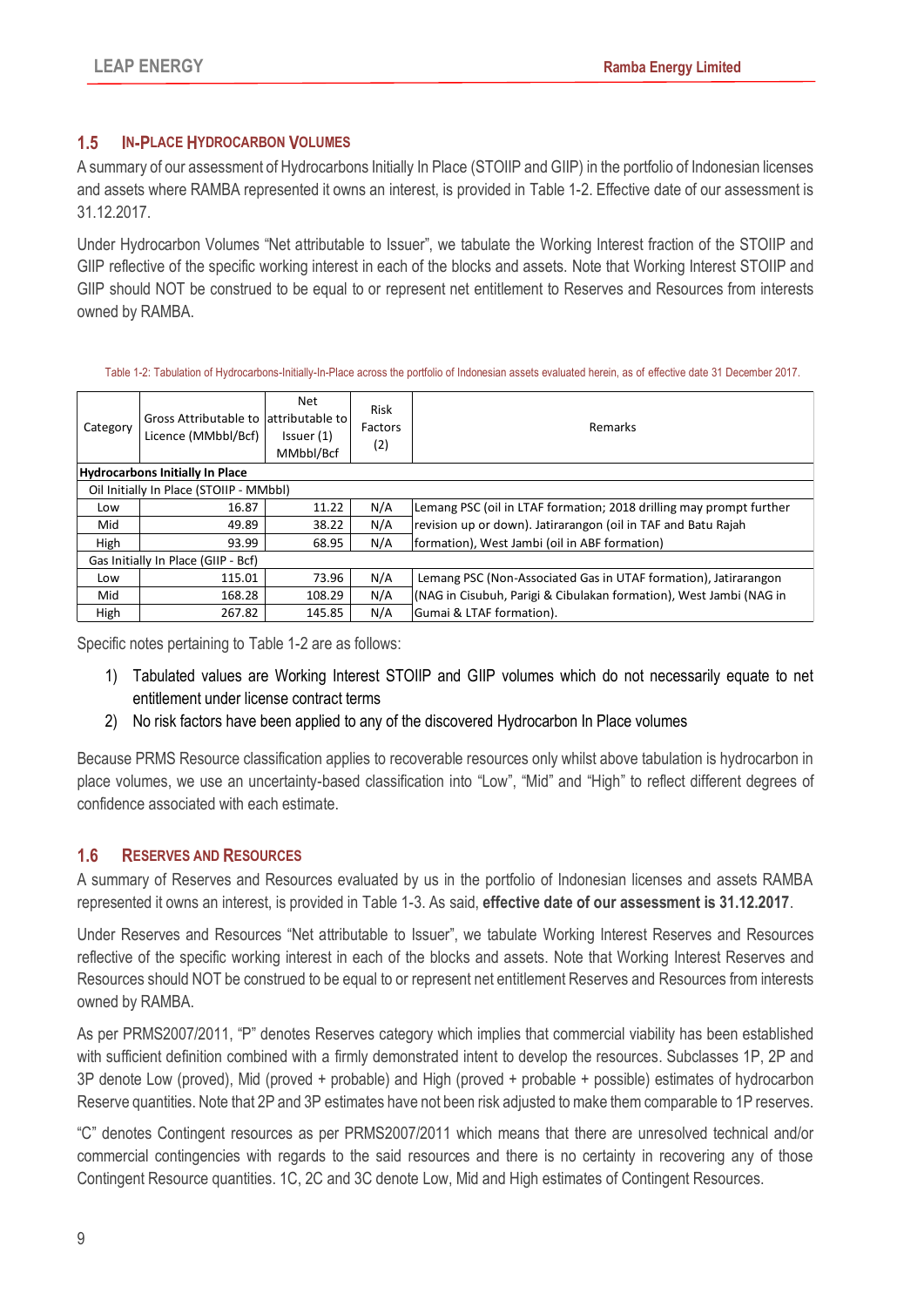## 1.5 IN-PLACE HYDROCARBON VOLUMES

A summary of our assessment of Hydrocarbons Initially In Place (STOIIP and GIIP) in the portfolio of Indonesian licenses and assets where RAMBA represented it owns an interest, is provided in Table 1-2. Effective date of our assessment is 31.12.2017.

Under Hydrocarbon Volumes "Net attributable to Issuer", we tabulate the Working Interest fraction of the STOIIP and GIIP reflective of the specific working interest in each of the blocks and assets. Note that Working Interest STOIIP and GIIP should NOT be construed to be equal to or represent net entitlement to Reserves and Resources from interests owned by RAMBA.

Table 1-2: Tabulation of Hydrocarbons-Initially-In-Place across the portfolio of Indonesian assets evaluated herein, as of effective date 31 December 2017.

| Category | Gross Attributable to Licence (MMbbl/Bcf) | Net attributable to Issuer (1) MMbbl/Bcf | Risk Factors (2) | Remarks |
|---|---|---|---|---|
| **Hydrocarbons Initially In Place** | | | | |
| Oil Initially In Place (STOIIP - MMbbl) | | | | |
| Low | 16.87 | 11.22 | N/A | Lemang PSC (oil in LTAF formation; 2018 drilling may prompt further revision up or down). Jatirarangon (oil in TAF and Batu Rajah formation), West Jambi (oil in ABF formation) |
| Mid | 49.89 | 38.22 | N/A | |
| High | 93.99 | 68.95 | N/A | |
| Gas Initially In Place (GIIP - Bcf) | | | | |
| Low | 115.01 | 73.96 | N/A | Lemang PSC (Non-Associated Gas in UTAF formation), Jatirarangon (NAG in Cisubuh, Parigi & Cibulakan formation), West Jambi (NAG in Gumai & LTAF formation). |
| Mid | 168.28 | 108.29 | N/A | |
| High | 267.82 | 145.85 | N/A | |

Specific notes pertaining to Table 1-2 are as follows:

1) Tabulated values are Working Interest STOIIP and GIIP volumes which do not necessarily equate to net entitlement under license contract terms
2) No risk factors have been applied to any of the discovered Hydrocarbon In Place volumes

Because PRMS Resource classification applies to recoverable resources only whilst above tabulation is hydrocarbon in place volumes, we use an uncertainty-based classification into "Low", "Mid" and "High" to reflect different degrees of confidence associated with each estimate.

## 1.6 RESERVES AND RESOURCES

A summary of Reserves and Resources evaluated by us in the portfolio of Indonesian licenses and assets RAMBA represented it owns an interest, is provided in Table 1-3. As said, **effective date of our assessment is 31.12.2017**.

Under Reserves and Resources "Net attributable to Issuer", we tabulate Working Interest Reserves and Resources reflective of the specific working interest in each of the blocks and assets. Note that Working Interest Reserves and Resources should NOT be construed to be equal to or represent net entitlement Reserves and Resources from interests owned by RAMBA.

As per PRMS2007/2011, "P" denotes Reserves category which implies that commercial viability has been established with sufficient definition combined with a firmly demonstrated intent to develop the resources. Subclasses 1P, 2P and 3P denote Low (proved), Mid (proved + probable) and High (proved + probable + possible) estimates of hydrocarbon Reserve quantities. Note that 2P and 3P estimates have not been risk adjusted to make them comparable to 1P reserves.

"C" denotes Contingent resources as per PRMS2007/2011 which means that there are unresolved technical and/or commercial contingencies with regards to the said resources and there is no certainty in recovering any of those Contingent Resource quantities. 1C, 2C and 3C denote Low, Mid and High estimates of Contingent Resources.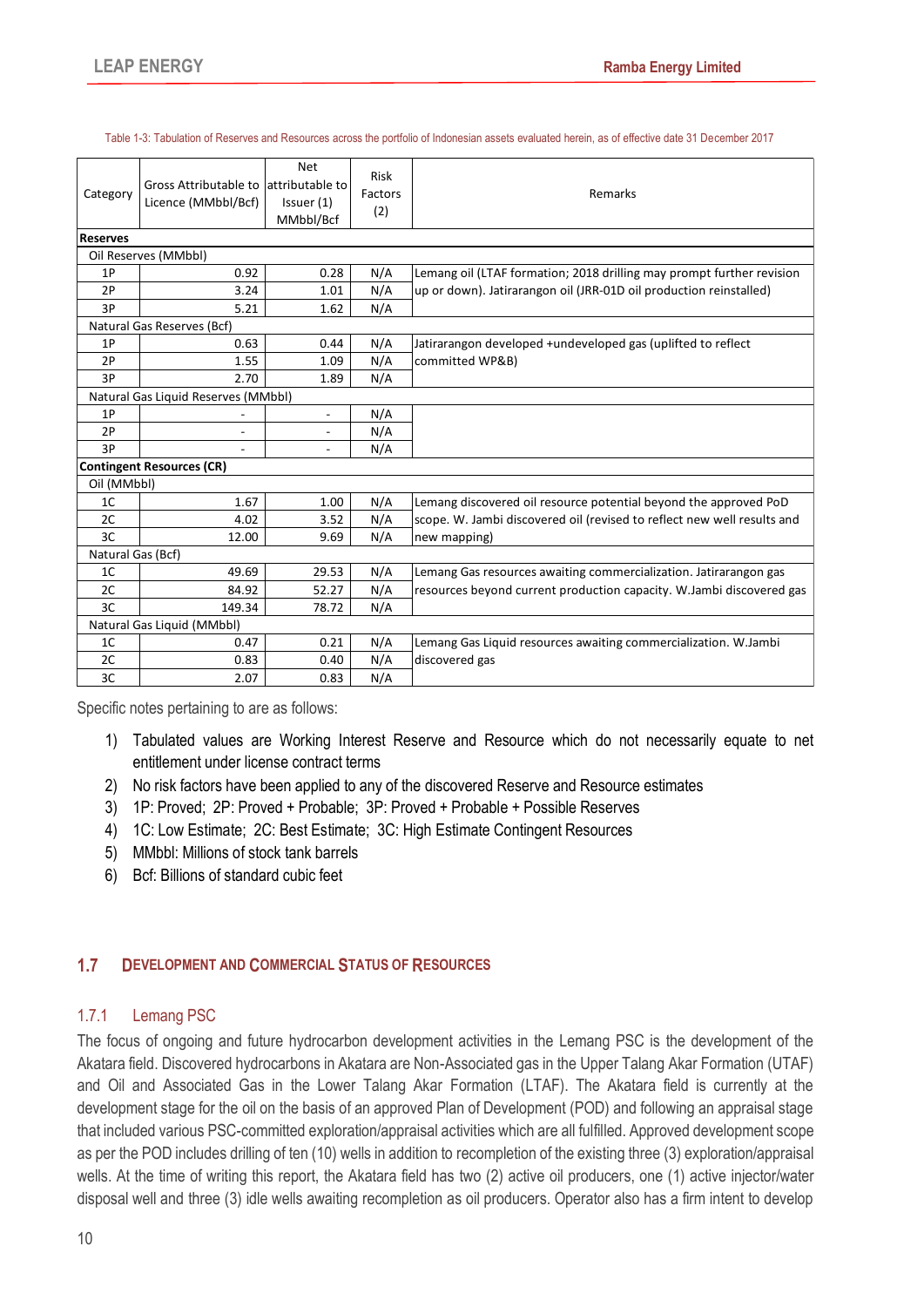Table 1-3: Tabulation of Reserves and Resources across the portfolio of Indonesian assets evaluated herein, as of effective date 31 December 2017

| Category | Gross Attributable to Licence (MMbbl/Bcf) | Net attributable to Issuer (1) MMbbl/Bcf | Risk Factors (2) | Remarks |
|---|---|---|---|---|
| **Reserves** | | | | |
| Oil Reserves (MMbbl) | | | | |
| 1P | 0.92 | 0.28 | N/A | Lemang oil (LTAF formation; 2018 drilling may prompt further revision up or down). Jatirarangon oil (JRR-01D oil production reinstalled) |
| 2P | 3.24 | 1.01 | N/A | |
| 3P | 5.21 | 1.62 | N/A | |
| Natural Gas Reserves (Bcf) | | | | |
| 1P | 0.63 | 0.44 | N/A | Jatirarangon developed +undeveloped gas (uplifted to reflect committed WP&B) |
| 2P | 1.55 | 1.09 | N/A | |
| 3P | 2.70 | 1.89 | N/A | |
| Natural Gas Liquid Reserves (MMbbl) | | | | |
| 1P | - | - | N/A | |
| 2P | - | - | N/A | |
| 3P | - | - | N/A | |
| **Contingent Resources (CR)** | | | | |
| Oil (MMbbl) | | | | |
| 1C | 1.67 | 1.00 | N/A | Lemang discovered oil resource potential beyond the approved PoD scope. W. Jambi discovered oil (revised to reflect new well results and new mapping) |
| 2C | 4.02 | 3.52 | N/A | |
| 3C | 12.00 | 9.69 | N/A | |
| Natural Gas (Bcf) | | | | |
| 1C | 49.69 | 29.53 | N/A | Lemang Gas resources awaiting commercialization. Jatirarangon gas resources beyond current production capacity. W.Jambi discovered gas |
| 2C | 84.92 | 52.27 | N/A | |
| 3C | 149.34 | 78.72 | N/A | |
| Natural Gas Liquid (MMbbl) | | | | |
| 1C | 0.47 | 0.21 | N/A | Lemang Gas Liquid resources awaiting commercialization. W.Jambi discovered gas |
| 2C | 0.83 | 0.40 | N/A | |
| 3C | 2.07 | 0.83 | N/A | |

Specific notes pertaining to are as follows:

1) Tabulated values are Working Interest Reserve and Resource which do not necessarily equate to net entitlement under license contract terms
2) No risk factors have been applied to any of the discovered Reserve and Resource estimates
3) 1P: Proved; 2P: Proved + Probable; 3P: Proved + Probable + Possible Reserves
4) 1C: Low Estimate; 2C: Best Estimate; 3C: High Estimate Contingent Resources
5) MMbbl: Millions of stock tank barrels
6) Bcf: Billions of standard cubic feet

## 1.7 Development and Commercial Status of Resources

### 1.7.1 Lemang PSC

The focus of ongoing and future hydrocarbon development activities in the Lemang PSC is the development of the Akatara field. Discovered hydrocarbons in Akatara are Non-Associated gas in the Upper Talang Akar Formation (UTAF) and Oil and Associated Gas in the Lower Talang Akar Formation (LTAF). The Akatara field is currently at the development stage for the oil on the basis of an approved Plan of Development (POD) and following an appraisal stage that included various PSC-committed exploration/appraisal activities which are all fulfilled. Approved development scope as per the POD includes drilling of ten (10) wells in addition to recompletion of the existing three (3) exploration/appraisal wells. At the time of writing this report, the Akatara field has two (2) active oil producers, one (1) active injector/water disposal well and three (3) idle wells awaiting recompletion as oil producers. Operator also has a firm intent to develop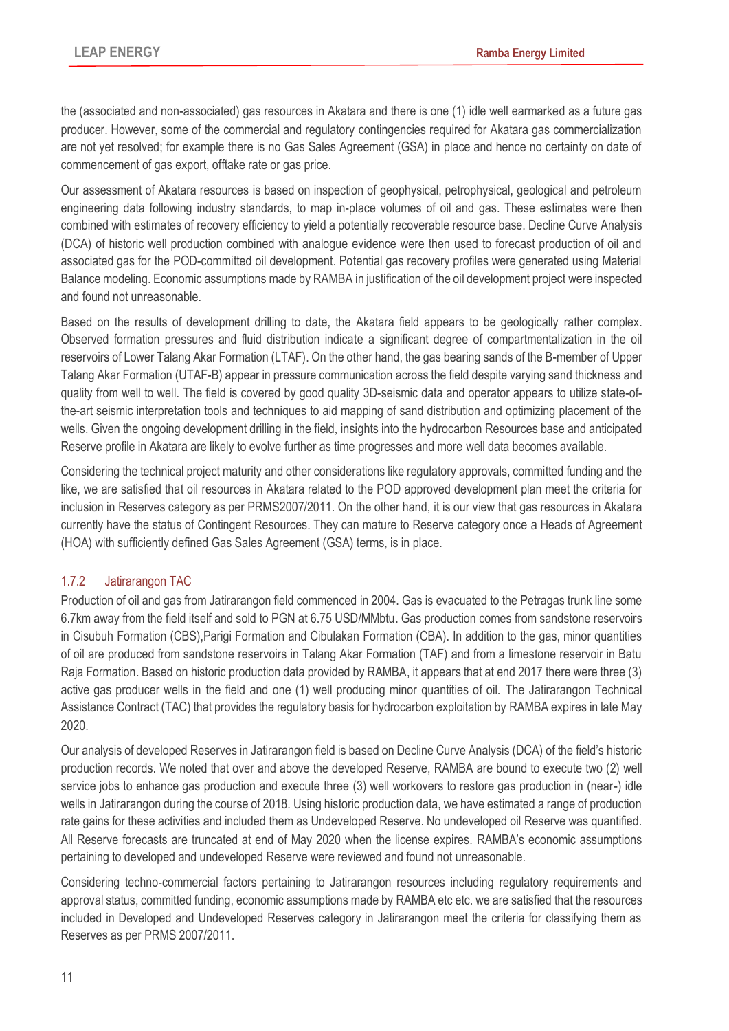the (associated and non-associated) gas resources in Akatara and there is one (1) idle well earmarked as a future gas producer. However, some of the commercial and regulatory contingencies required for Akatara gas commercialization are not yet resolved; for example there is no Gas Sales Agreement (GSA) in place and hence no certainty on date of commencement of gas export, offtake rate or gas price.

Our assessment of Akatara resources is based on inspection of geophysical, petrophysical, geological and petroleum engineering data following industry standards, to map in-place volumes of oil and gas. These estimates were then combined with estimates of recovery efficiency to yield a potentially recoverable resource base. Decline Curve Analysis (DCA) of historic well production combined with analogue evidence were then used to forecast production of oil and associated gas for the POD-committed oil development. Potential gas recovery profiles were generated using Material Balance modeling. Economic assumptions made by RAMBA in justification of the oil development project were inspected and found not unreasonable.

Based on the results of development drilling to date, the Akatara field appears to be geologically rather complex. Observed formation pressures and fluid distribution indicate a significant degree of compartmentalization in the oil reservoirs of Lower Talang Akar Formation (LTAF). On the other hand, the gas bearing sands of the B-member of Upper Talang Akar Formation (UTAF-B) appear in pressure communication across the field despite varying sand thickness and quality from well to well. The field is covered by good quality 3D-seismic data and operator appears to utilize state-of-the-art seismic interpretation tools and techniques to aid mapping of sand distribution and optimizing placement of the wells. Given the ongoing development drilling in the field, insights into the hydrocarbon Resources base and anticipated Reserve profile in Akatara are likely to evolve further as time progresses and more well data becomes available.

Considering the technical project maturity and other considerations like regulatory approvals, committed funding and the like, we are satisfied that oil resources in Akatara related to the POD approved development plan meet the criteria for inclusion in Reserves category as per PRMS2007/2011. On the other hand, it is our view that gas resources in Akatara currently have the status of Contingent Resources. They can mature to Reserve category once a Heads of Agreement (HOA) with sufficiently defined Gas Sales Agreement (GSA) terms, is in place.

### 1.7.2 Jatirarangon TAC

Production of oil and gas from Jatirarangon field commenced in 2004. Gas is evacuated to the Petragas trunk line some 6.7km away from the field itself and sold to PGN at 6.75 USD/MMbtu. Gas production comes from sandstone reservoirs in Cisubuh Formation (CBS),Parigi Formation and Cibulakan Formation (CBA). In addition to the gas, minor quantities of oil are produced from sandstone reservoirs in Talang Akar Formation (TAF) and from a limestone reservoir in Batu Raja Formation. Based on historic production data provided by RAMBA, it appears that at end 2017 there were three (3) active gas producer wells in the field and one (1) well producing minor quantities of oil. The Jatirarangon Technical Assistance Contract (TAC) that provides the regulatory basis for hydrocarbon exploitation by RAMBA expires in late May 2020.

Our analysis of developed Reserves in Jatirarangon field is based on Decline Curve Analysis (DCA) of the field's historic production records. We noted that over and above the developed Reserve, RAMBA are bound to execute two (2) well service jobs to enhance gas production and execute three (3) well workovers to restore gas production in (near-) idle wells in Jatirarangon during the course of 2018. Using historic production data, we have estimated a range of production rate gains for these activities and included them as Undeveloped Reserve. No undeveloped oil Reserve was quantified. All Reserve forecasts are truncated at end of May 2020 when the license expires. RAMBA's economic assumptions pertaining to developed and undeveloped Reserve were reviewed and found not unreasonable.

Considering techno-commercial factors pertaining to Jatirarangon resources including regulatory requirements and approval status, committed funding, economic assumptions made by RAMBA etc etc. we are satisfied that the resources included in Developed and Undeveloped Reserves category in Jatirarangon meet the criteria for classifying them as Reserves as per PRMS 2007/2011.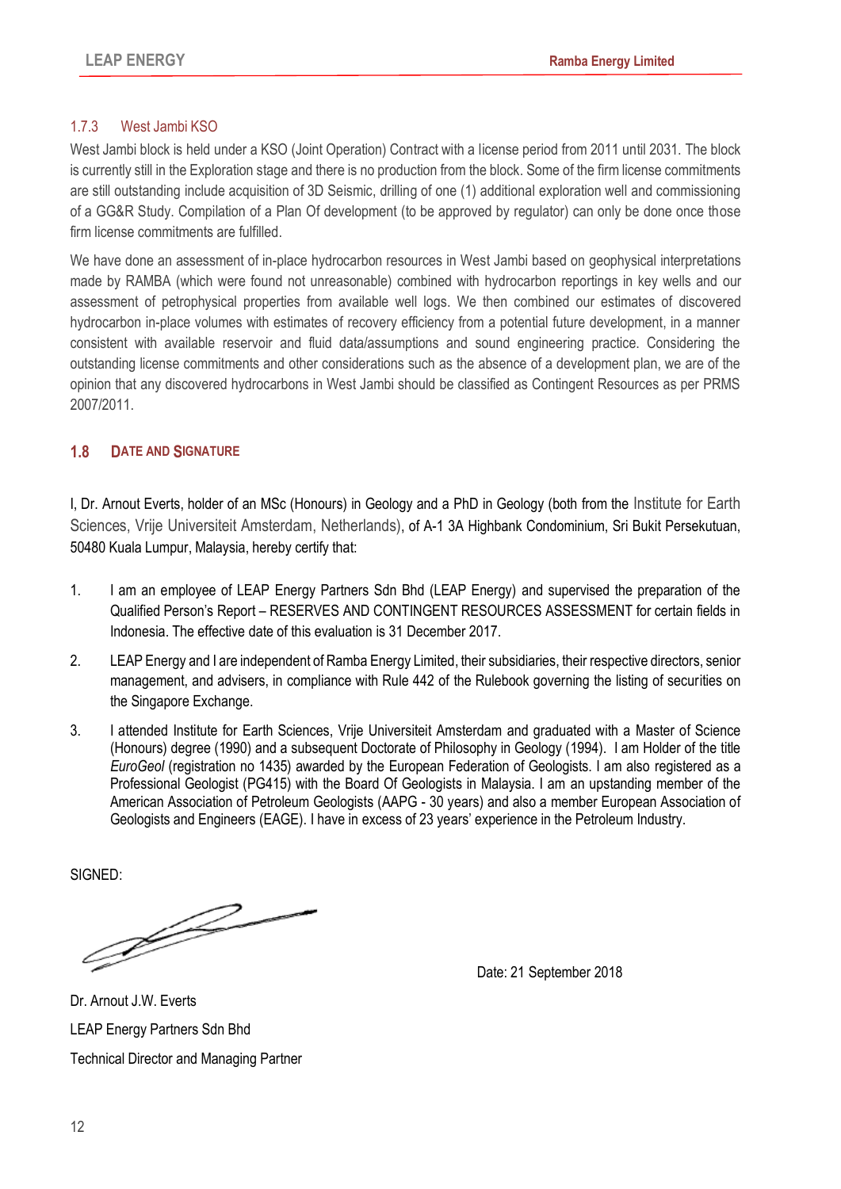### 1.7.3 West Jambi KSO

West Jambi block is held under a KSO (Joint Operation) Contract with a license period from 2011 until 2031. The block is currently still in the Exploration stage and there is no production from the block. Some of the firm license commitments are still outstanding include acquisition of 3D Seismic, drilling of one (1) additional exploration well and commissioning of a GG&R Study. Compilation of a Plan Of development (to be approved by regulator) can only be done once those firm license commitments are fulfilled.

We have done an assessment of in-place hydrocarbon resources in West Jambi based on geophysical interpretations made by RAMBA (which were found not unreasonable) combined with hydrocarbon reportings in key wells and our assessment of petrophysical properties from available well logs. We then combined our estimates of discovered hydrocarbon in-place volumes with estimates of recovery efficiency from a potential future development, in a manner consistent with available reservoir and fluid data/assumptions and sound engineering practice. Considering the outstanding license commitments and other considerations such as the absence of a development plan, we are of the opinion that any discovered hydrocarbons in West Jambi should be classified as Contingent Resources as per PRMS 2007/2011.

## 1.8 DATE AND SIGNATURE

I, Dr. Arnout Everts, holder of an MSc (Honours) in Geology and a PhD in Geology (both from the Institute for Earth Sciences, Vrije Universiteit Amsterdam, Netherlands), of A-1 3A Highbank Condominium, Sri Bukit Persekutuan, 50480 Kuala Lumpur, Malaysia, hereby certify that:

1. I am an employee of LEAP Energy Partners Sdn Bhd (LEAP Energy) and supervised the preparation of the Qualified Person's Report – RESERVES AND CONTINGENT RESOURCES ASSESSMENT for certain fields in Indonesia. The effective date of this evaluation is 31 December 2017.
2. LEAP Energy and I are independent of Ramba Energy Limited, their subsidiaries, their respective directors, senior management, and advisers, in compliance with Rule 442 of the Rulebook governing the listing of securities on the Singapore Exchange.
3. I attended Institute for Earth Sciences, Vrije Universiteit Amsterdam and graduated with a Master of Science (Honours) degree (1990) and a subsequent Doctorate of Philosophy in Geology (1994). I am Holder of the title *EuroGeol* (registration no 1435) awarded by the European Federation of Geologists. I am also registered as a Professional Geologist (PG415) with the Board Of Geologists in Malaysia. I am an upstanding member of the American Association of Petroleum Geologists (AAPG - 30 years) and also a member European Association of Geologists and Engineers (EAGE). I have in excess of 23 years' experience in the Petroleum Industry.

SIGNED:

Date: 21 September 2018

Dr. Arnout J.W. Everts

LEAP Energy Partners Sdn Bhd

Technical Director and Managing Partner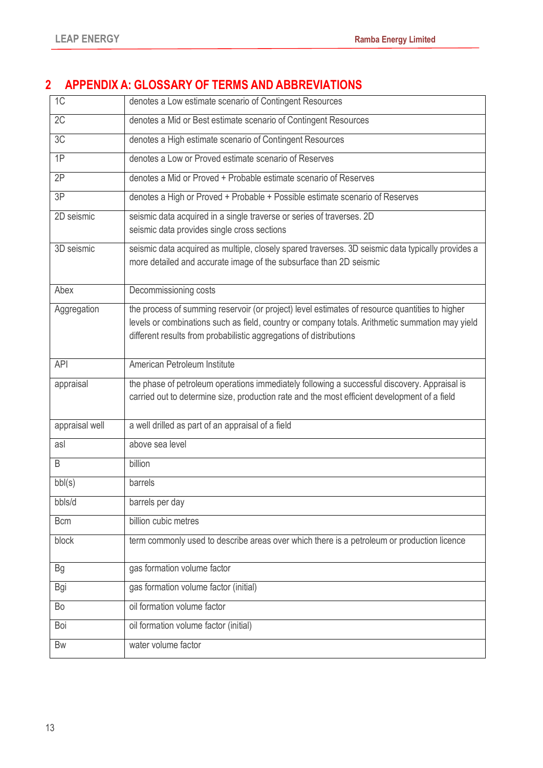## 2 APPENDIX A: GLOSSARY OF TERMS AND ABBREVIATIONS

| | |
|---|---|
| 1C | denotes a Low estimate scenario of Contingent Resources |
| 2C | denotes a Mid or Best estimate scenario of Contingent Resources |
| 3C | denotes a High estimate scenario of Contingent Resources |
| 1P | denotes a Low or Proved estimate scenario of Reserves |
| 2P | denotes a Mid or Proved + Probable estimate scenario of Reserves |
| 3P | denotes a High or Proved + Probable + Possible estimate scenario of Reserves |
| 2D seismic | seismic data acquired in a single traverse or series of traverses. 2D seismic data provides single cross sections |
| 3D seismic | seismic data acquired as multiple, closely spared traverses. 3D seismic data typically provides a more detailed and accurate image of the subsurface than 2D seismic |
| Abex | Decommissioning costs |
| Aggregation | the process of summing reservoir (or project) level estimates of resource quantities to higher levels or combinations such as field, country or company totals. Arithmetic summation may yield different results from probabilistic aggregations of distributions |
| API | American Petroleum Institute |
| appraisal | the phase of petroleum operations immediately following a successful discovery. Appraisal is carried out to determine size, production rate and the most efficient development of a field |
| appraisal well | a well drilled as part of an appraisal of a field |
| asl | above sea level |
| B | billion |
| bbl(s) | barrels |
| bbls/d | barrels per day |
| Bcm | billion cubic metres |
| block | term commonly used to describe areas over which there is a petroleum or production licence |
| Bg | gas formation volume factor |
| Bgi | gas formation volume factor (initial) |
| Bo | oil formation volume factor |
| Boi | oil formation volume factor (initial) |
| Bw | water volume factor |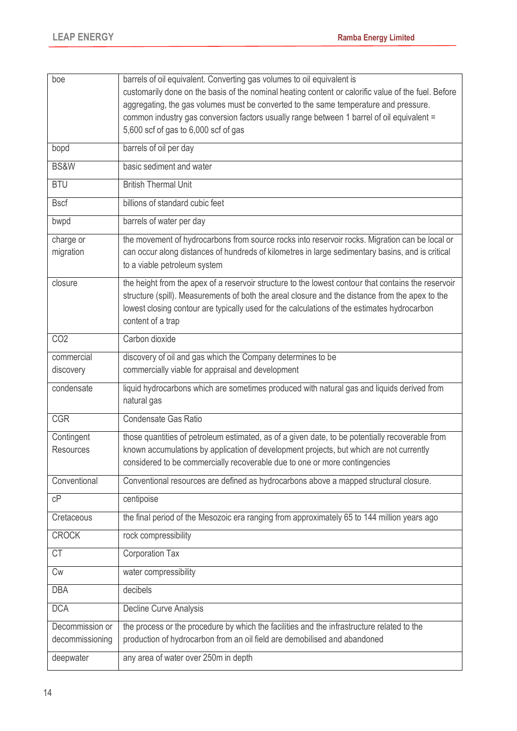| | |
|---|---|
| boe | barrels of oil equivalent. Converting gas volumes to oil equivalent is customarily done on the basis of the nominal heating content or calorific value of the fuel. Before aggregating, the gas volumes must be converted to the same temperature and pressure. common industry gas conversion factors usually range between 1 barrel of oil equivalent = 5,600 scf of gas to 6,000 scf of gas |
| bopd | barrels of oil per day |
| BS&W | basic sediment and water |
| BTU | British Thermal Unit |
| Bscf | billions of standard cubic feet |
| bwpd | barrels of water per day |
| charge or migration | the movement of hydrocarbons from source rocks into reservoir rocks. Migration can be local or can occur along distances of hundreds of kilometres in large sedimentary basins, and is critical to a viable petroleum system |
| closure | the height from the apex of a reservoir structure to the lowest contour that contains the reservoir structure (spill). Measurements of both the areal closure and the distance from the apex to the lowest closing contour are typically used for the calculations of the estimates hydrocarbon content of a trap |
| $CO_2$ | Carbon dioxide |
| commercial discovery | discovery of oil and gas which the Company determines to be commercially viable for appraisal and development |
| condensate | liquid hydrocarbons which are sometimes produced with natural gas and liquids derived from natural gas |
| CGR | Condensate Gas Ratio |
| Contingent Resources | those quantities of petroleum estimated, as of a given date, to be potentially recoverable from known accumulations by application of development projects, but which are not currently considered to be commercially recoverable due to one or more contingencies |
| Conventional | Conventional resources are defined as hydrocarbons above a mapped structural closure. |
| cP | centipoise |
| Cretaceous | the final period of the Mesozoic era ranging from approximately 65 to 144 million years ago |
| CROCK | rock compressibility |
| CT | Corporation Tax |
| Cw | water compressibility |
| DBA | decibels |
| DCA | Decline Curve Analysis |
| Decommission or decommissioning | the process or the procedure by which the facilities and the infrastructure related to the production of hydrocarbon from an oil field are demobilised and abandoned |
| deepwater | any area of water over 250m in depth |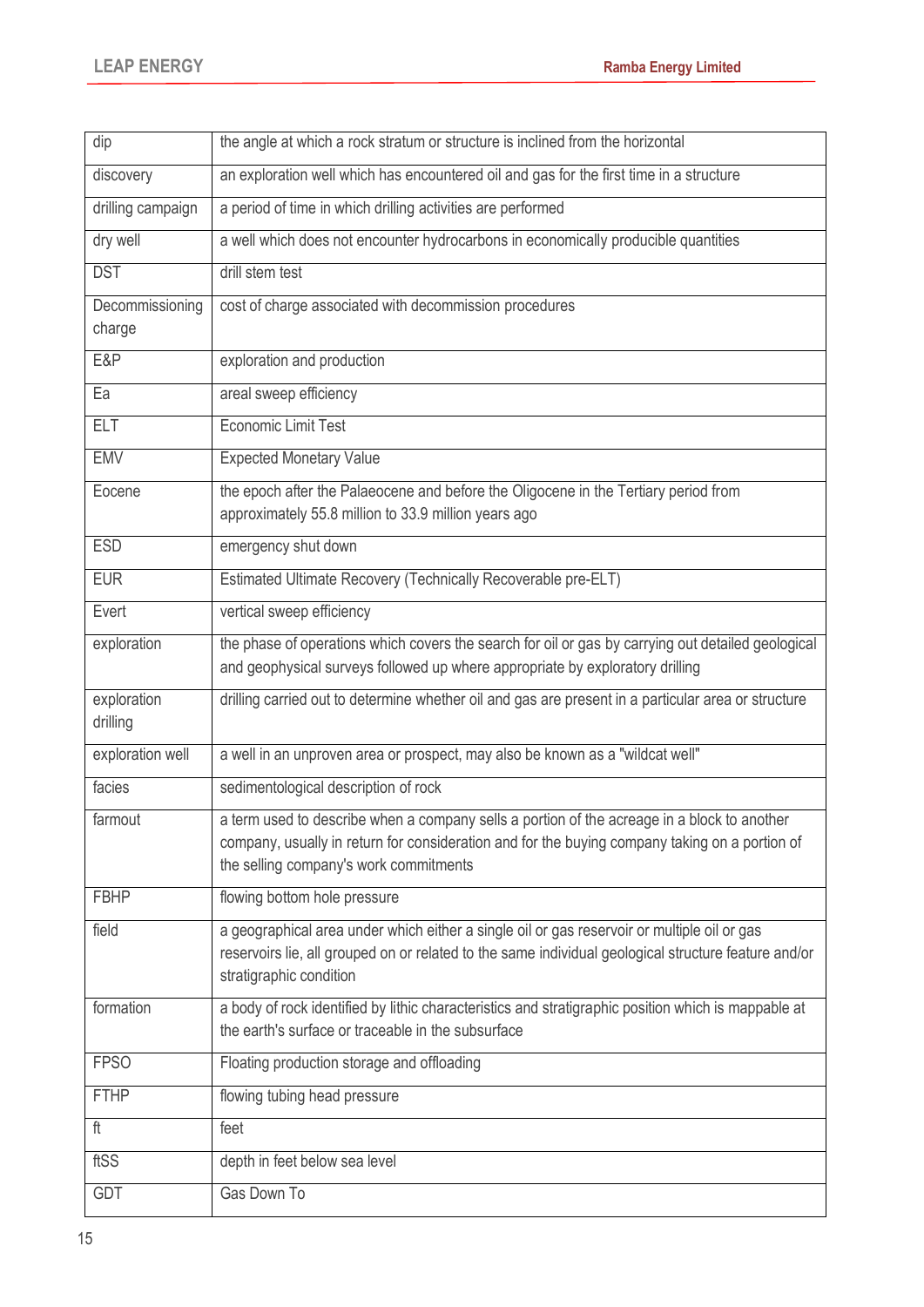| | |
|---|---|
| dip | the angle at which a rock stratum or structure is inclined from the horizontal |
| discovery | an exploration well which has encountered oil and gas for the first time in a structure |
| drilling campaign | a period of time in which drilling activities are performed |
| dry well | a well which does not encounter hydrocarbons in economically producible quantities |
| DST | drill stem test |
| Decommissioning charge | cost of charge associated with decommission procedures |
| E&P | exploration and production |
| Ea | areal sweep efficiency |
| ELT | Economic Limit Test |
| EMV | Expected Monetary Value |
| Eocene | the epoch after the Palaeocene and before the Oligocene in the Tertiary period from approximately 55.8 million to 33.9 million years ago |
| ESD | emergency shut down |
| EUR | Estimated Ultimate Recovery (Technically Recoverable pre-ELT) |
| Evert | vertical sweep efficiency |
| exploration | the phase of operations which covers the search for oil or gas by carrying out detailed geological and geophysical surveys followed up where appropriate by exploratory drilling |
| exploration drilling | drilling carried out to determine whether oil and gas are present in a particular area or structure |
| exploration well | a well in an unproven area or prospect, may also be known as a "wildcat well" |
| facies | sedimentological description of rock |
| farmout | a term used to describe when a company sells a portion of the acreage in a block to another company, usually in return for consideration and for the buying company taking on a portion of the selling company's work commitments |
| FBHP | flowing bottom hole pressure |
| field | a geographical area under which either a single oil or gas reservoir or multiple oil or gas reservoirs lie, all grouped on or related to the same individual geological structure feature and/or stratigraphic condition |
| formation | a body of rock identified by lithic characteristics and stratigraphic position which is mappable at the earth's surface or traceable in the subsurface |
| FPSO | Floating production storage and offloading |
| FTHP | flowing tubing head pressure |
| ft | feet |
| ftSS | depth in feet below sea level |
| GDT | Gas Down To |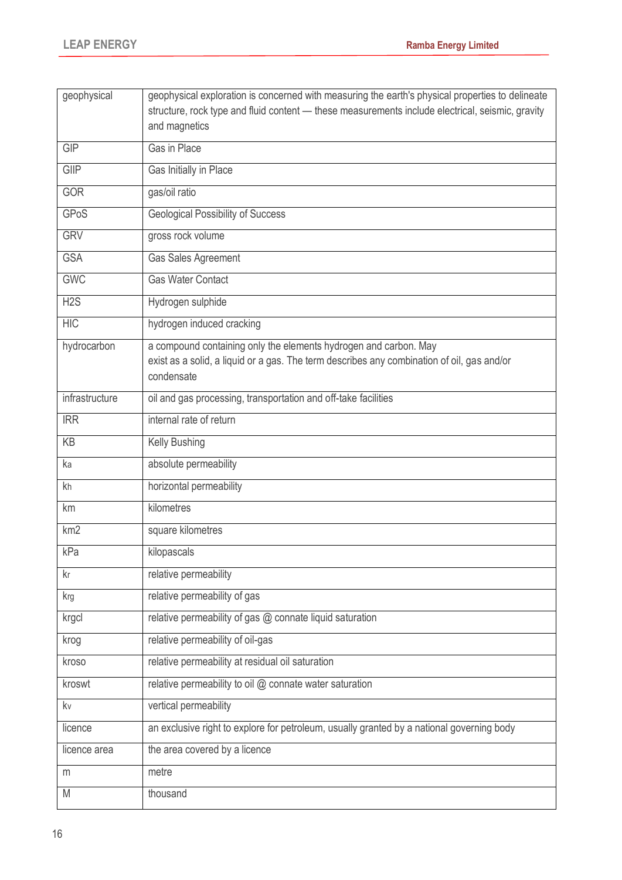| | |
|---|---|
| geophysical | geophysical exploration is concerned with measuring the earth's physical properties to delineate structure, rock type and fluid content — these measurements include electrical, seismic, gravity and magnetics |
| GIP | Gas in Place |
| GIIP | Gas Initially in Place |
| GOR | gas/oil ratio |
| GPoS | Geological Possibility of Success |
| GRV | gross rock volume |
| GSA | Gas Sales Agreement |
| GWC | Gas Water Contact |
| H2S | Hydrogen sulphide |
| HIC | hydrogen induced cracking |
| hydrocarbon | a compound containing only the elements hydrogen and carbon. May exist as a solid, a liquid or a gas. The term describes any combination of oil, gas and/or condensate |
| infrastructure | oil and gas processing, transportation and off-take facilities |
| IRR | internal rate of return |
| KB | Kelly Bushing |
| ka | absolute permeability |
| kh | horizontal permeability |
| km | kilometres |
| km2 | square kilometres |
| kPa | kilopascals |
| kr | relative permeability |
| krg | relative permeability of gas |
| krgcl | relative permeability of gas @ connate liquid saturation |
| krog | relative permeability of oil-gas |
| kroso | relative permeability at residual oil saturation |
| kroswt | relative permeability to oil @ connate water saturation |
| kv | vertical permeability |
| licence | an exclusive right to explore for petroleum, usually granted by a national governing body |
| licence area | the area covered by a licence |
| m | metre |
| M | thousand |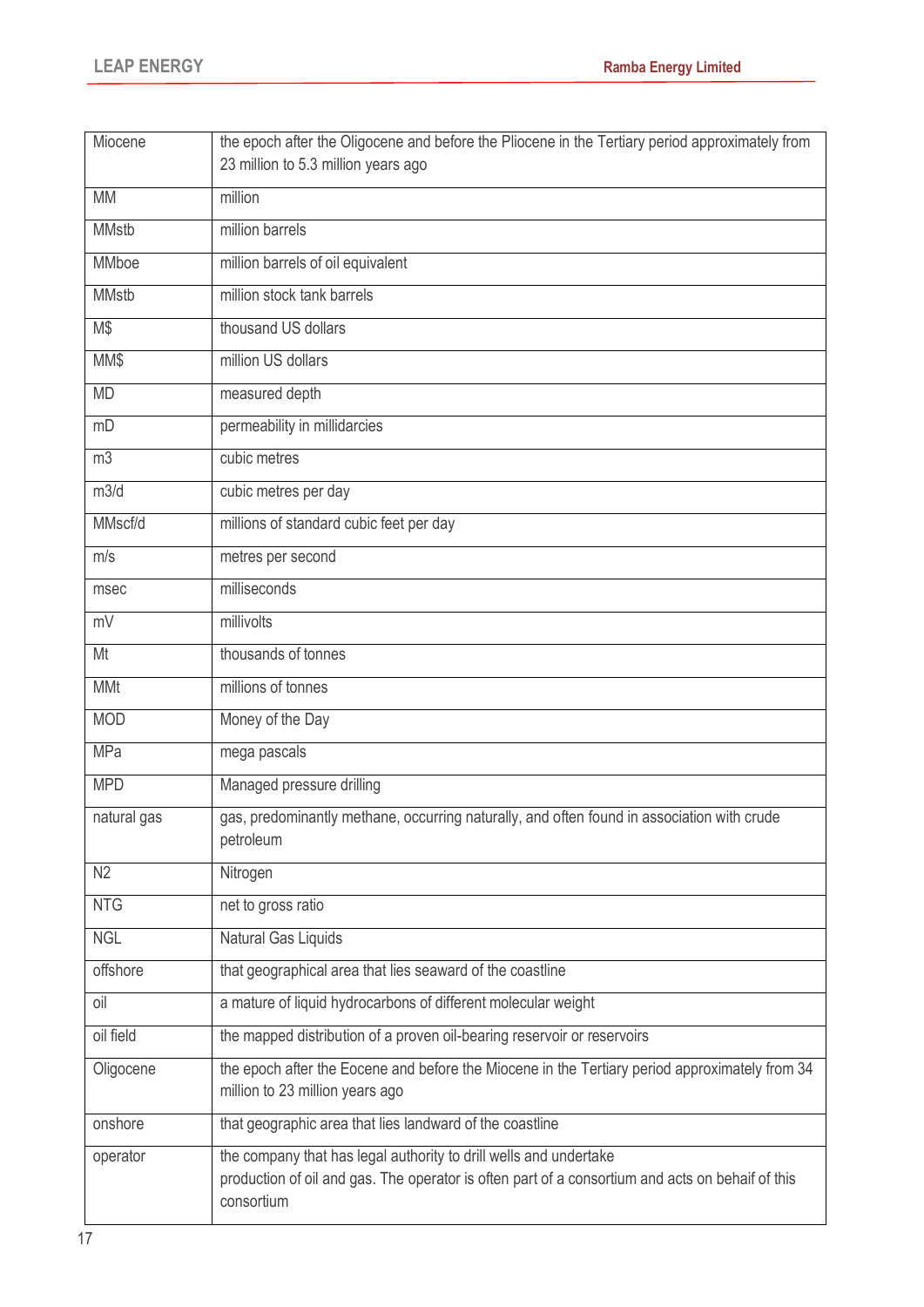| | |
|---|---|
| Miocene | the epoch after the Oligocene and before the Pliocene in the Tertiary period approximately from 23 million to 5.3 million years ago |
| MM | million |
| MMstb | million barrels |
| MMboe | million barrels of oil equivalent |
| MMstb | million stock tank barrels |
| M$ | thousand US dollars |
| MM$ | million US dollars |
| MD | measured depth |
| mD | permeability in millidarcies |
| m3 | cubic metres |
| m3/d | cubic metres per day |
| MMscf/d | millions of standard cubic feet per day |
| m/s | metres per second |
| msec | milliseconds |
| mV | millivolts |
| Mt | thousands of tonnes |
| MMt | millions of tonnes |
| MOD | Money of the Day |
| MPa | mega pascals |
| MPD | Managed pressure drilling |
| natural gas | gas, predominantly methane, occurring naturally, and often found in association with crude petroleum |
| N2 | Nitrogen |
| NTG | net to gross ratio |
| NGL | Natural Gas Liquids |
| offshore | that geographical area that lies seaward of the coastline |
| oil | a mature of liquid hydrocarbons of different molecular weight |
| oil field | the mapped distribution of a proven oil-bearing reservoir or reservoirs |
| Oligocene | the epoch after the Eocene and before the Miocene in the Tertiary period approximately from 34 million to 23 million years ago |
| onshore | that geographic area that lies landward of the coastline |
| operator | the company that has legal authority to drill wells and undertake production of oil and gas. The operator is often part of a consortium and acts on behaif of this consortium |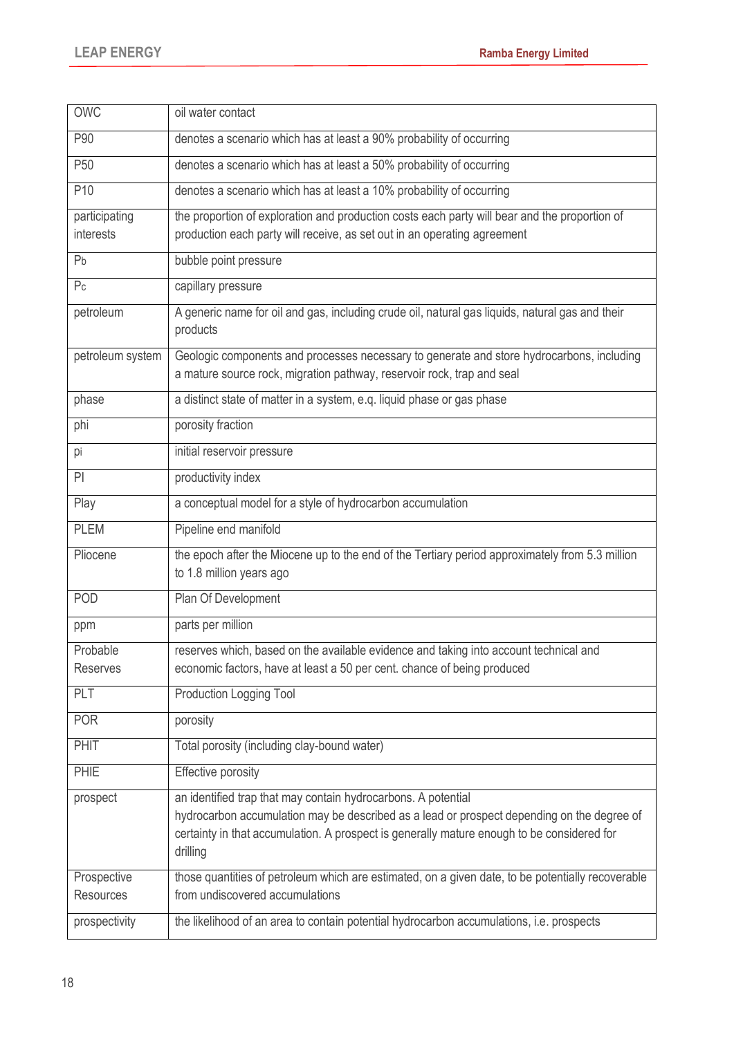| | |
|---|---|
| OWC | oil water contact |
| P90 | denotes a scenario which has at least a 90% probability of occurring |
| P50 | denotes a scenario which has at least a 50% probability of occurring |
| P10 | denotes a scenario which has at least a 10% probability of occurring |
| participating interests | the proportion of exploration and production costs each party will bear and the proportion of production each party will receive, as set out in an operating agreement |
| $P_b$ | bubble point pressure |
| $P_c$ | capillary pressure |
| petroleum | A generic name for oil and gas, including crude oil, natural gas liquids, natural gas and their products |
| petroleum system | Geologic components and processes necessary to generate and store hydrocarbons, including a mature source rock, migration pathway, reservoir rock, trap and seal |
| phase | a distinct state of matter in a system, e.q. liquid phase or gas phase |
| phi | porosity fraction |
| $p_i$ | initial reservoir pressure |
| PI | productivity index |
| Play | a conceptual model for a style of hydrocarbon accumulation |
| PLEM | Pipeline end manifold |
| Pliocene | the epoch after the Miocene up to the end of the Tertiary period approximately from 5.3 million to 1.8 million years ago |
| POD | Plan Of Development |
| ppm | parts per million |
| Probable Reserves | reserves which, based on the available evidence and taking into account technical and economic factors, have at least a 50 per cent. chance of being produced |
| PLT | Production Logging Tool |
| POR | porosity |
| PHIT | Total porosity (including clay-bound water) |
| PHIE | Effective porosity |
| prospect | an identified trap that may contain hydrocarbons. A potential hydrocarbon accumulation may be described as a lead or prospect depending on the degree of certainty in that accumulation. A prospect is generally mature enough to be considered for drilling |
| Prospective Resources | those quantities of petroleum which are estimated, on a given date, to be potentially recoverable from undiscovered accumulations |
| prospectivity | the likelihood of an area to contain potential hydrocarbon accumulations, i.e. prospects |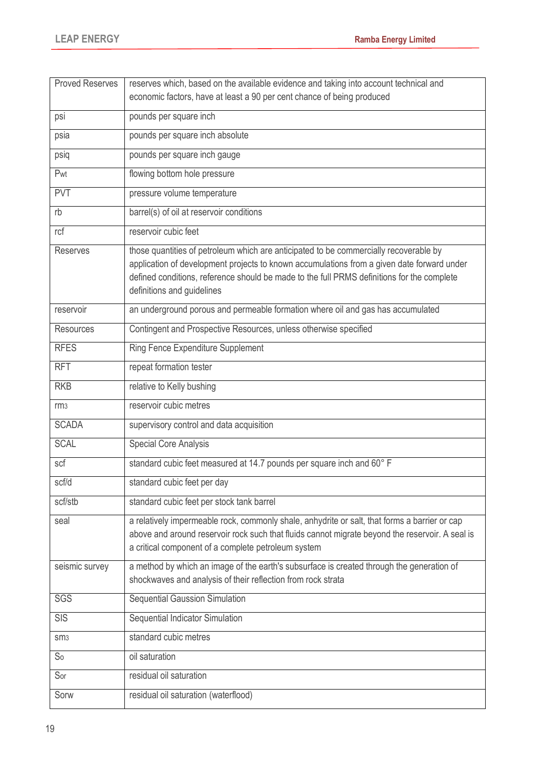| Proved Reserves | reserves which, based on the available evidence and taking into account technical and economic factors, have at least a 90 per cent chance of being produced |
|---|---|
| psi | pounds per square inch |
| psia | pounds per square inch absolute |
| psiq | pounds per square inch gauge |
| $P_{wt}$ | flowing bottom hole pressure |
| PVT | pressure volume temperature |
| rb | barrel(s) of oil at reservoir conditions |
| rcf | reservoir cubic feet |
| Reserves | those quantities of petroleum which are anticipated to be commercially recoverable by application of development projects to known accumulations from a given date forward under defined conditions, reference should be made to the full PRMS definitions for the complete definitions and guidelines |
| reservoir | an underground porous and permeable formation where oil and gas has accumulated |
| Resources | Contingent and Prospective Resources, unless otherwise specified |
| RFES | Ring Fence Expenditure Supplement |
| RFT | repeat formation tester |
| RKB | relative to Kelly bushing |
| $rm^3$ | reservoir cubic metres |
| SCADA | supervisory control and data acquisition |
| SCAL | Special Core Analysis |
| scf | standard cubic feet measured at 14.7 pounds per square inch and 60° F |
| scf/d | standard cubic feet per day |
| scf/stb | standard cubic feet per stock tank barrel |
| seal | a relatively impermeable rock, commonly shale, anhydrite or salt, that forms a barrier or cap above and around reservoir rock such that fluids cannot migrate beyond the reservoir. A seal is a critical component of a complete petroleum system |
| seismic survey | a method by which an image of the earth's subsurface is created through the generation of shockwaves and analysis of their reflection from rock strata |
| SGS | Sequential Gaussion Simulation |
| SIS | Sequential Indicator Simulation |
| $sm^3$ | standard cubic metres |
| $S_o$ | oil saturation |
| $S_{or}$ | residual oil saturation |
| Sorw | residual oil saturation (waterflood) |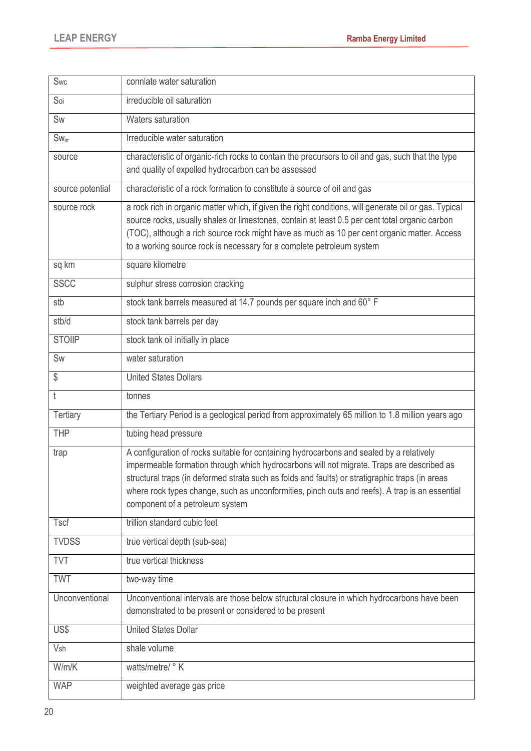| | |
|---|---|
| $S_{wc}$ | connlate water saturation |
| $S_{oi}$ | irreducible oil saturation |
| Sw | Waters saturation |
| $Sw_{irr}$ | Irreducible water saturation |
| source | characteristic of organic-rich rocks to contain the precursors to oil and gas, such that the type and quality of expelled hydrocarbon can be assessed |
| source potential | characteristic of a rock formation to constitute a source of oil and gas |
| source rock | a rock rich in organic matter which, if given the right conditions, will generate oil or gas. Typical source rocks, usually shales or limestones, contain at least 0.5 per cent total organic carbon (TOC), although a rich source rock might have as much as 10 per cent organic matter. Access to a working source rock is necessary for a complete petroleum system |
| sq km | square kilometre |
| SSCC | sulphur stress corrosion cracking |
| stb | stock tank barrels measured at 14.7 pounds per square inch and 60° F |
| stb/d | stock tank barrels per day |
| STOIIP | stock tank oil initially in place |
| Sw | water saturation |
| $ | United States Dollars |
| t | tonnes |
| Tertiary | the Tertiary Period is a geological period from approximately 65 million to 1.8 million years ago |
| THP | tubing head pressure |
| trap | A configuration of rocks suitable for containing hydrocarbons and sealed by a relatively impermeable formation through which hydrocarbons will not migrate. Traps are described as structural traps (in deformed strata such as folds and faults) or stratigraphic traps (in areas where rock types change, such as unconformities, pinch outs and reefs). A trap is an essential component of a petroleum system |
| Tscf | trillion standard cubic feet |
| TVDSS | true vertical depth (sub-sea) |
| TVT | true vertical thickness |
| TWT | two-way time |
| Unconventional | Unconventional intervals are those below structural closure in which hydrocarbons have been demonstrated to be present or considered to be present |
| US$ | United States Dollar |
| $V_{sh}$ | shale volume |
| W/m/K | watts/metre/ ° K |
| WAP | weighted average gas price |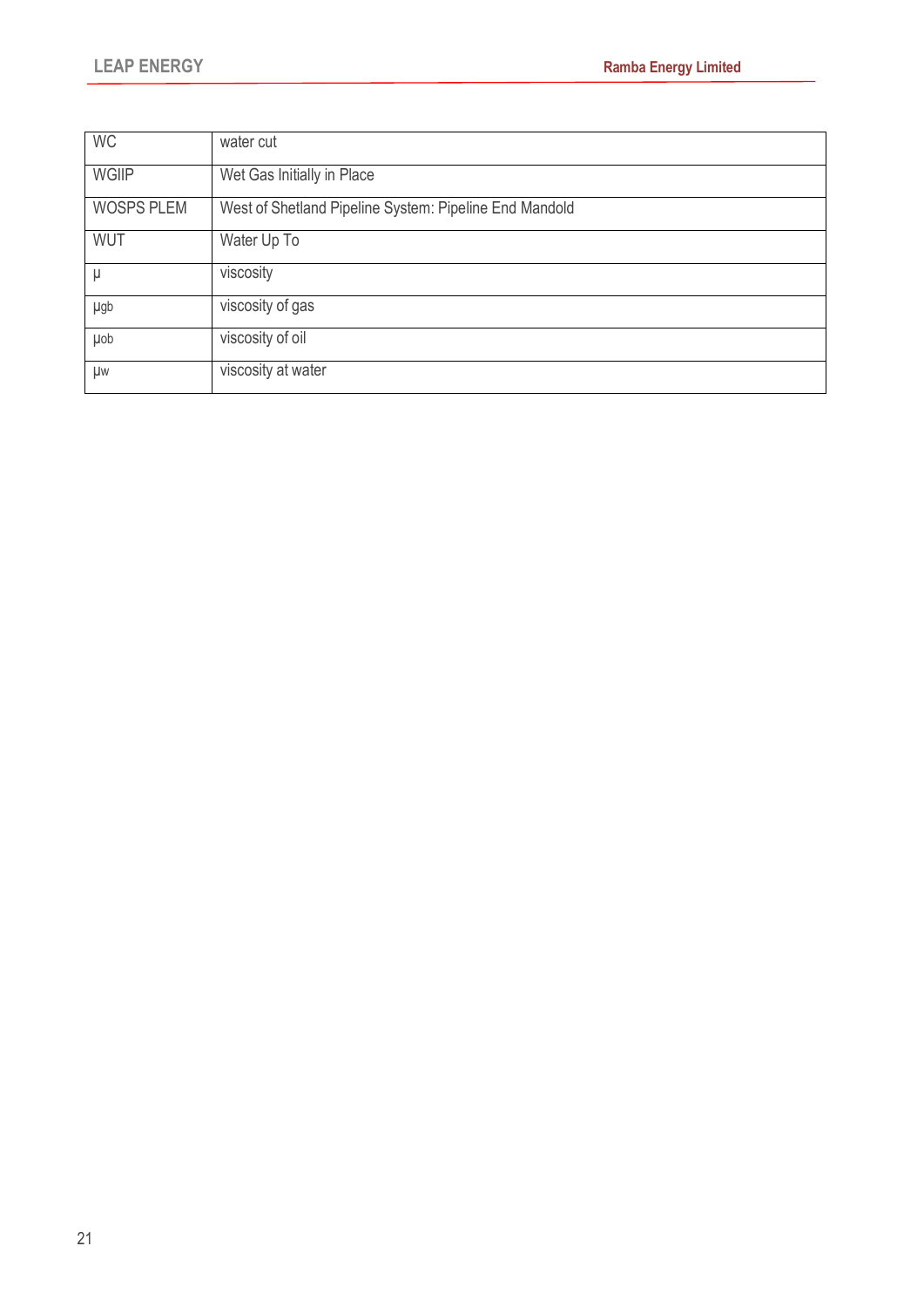| | |
|---|---|
| WC | water cut |
| WGIIP | Wet Gas Initially in Place |
| WOSPS PLEM | West of Shetland Pipeline System: Pipeline End Mandold |
| WUT | Water Up To |
| $\mu$ | viscosity |
| $\mu_{gb}$ | viscosity of gas |
| $\mu_{ob}$ | viscosity of oil |
| $\mu_w$ | viscosity at water |